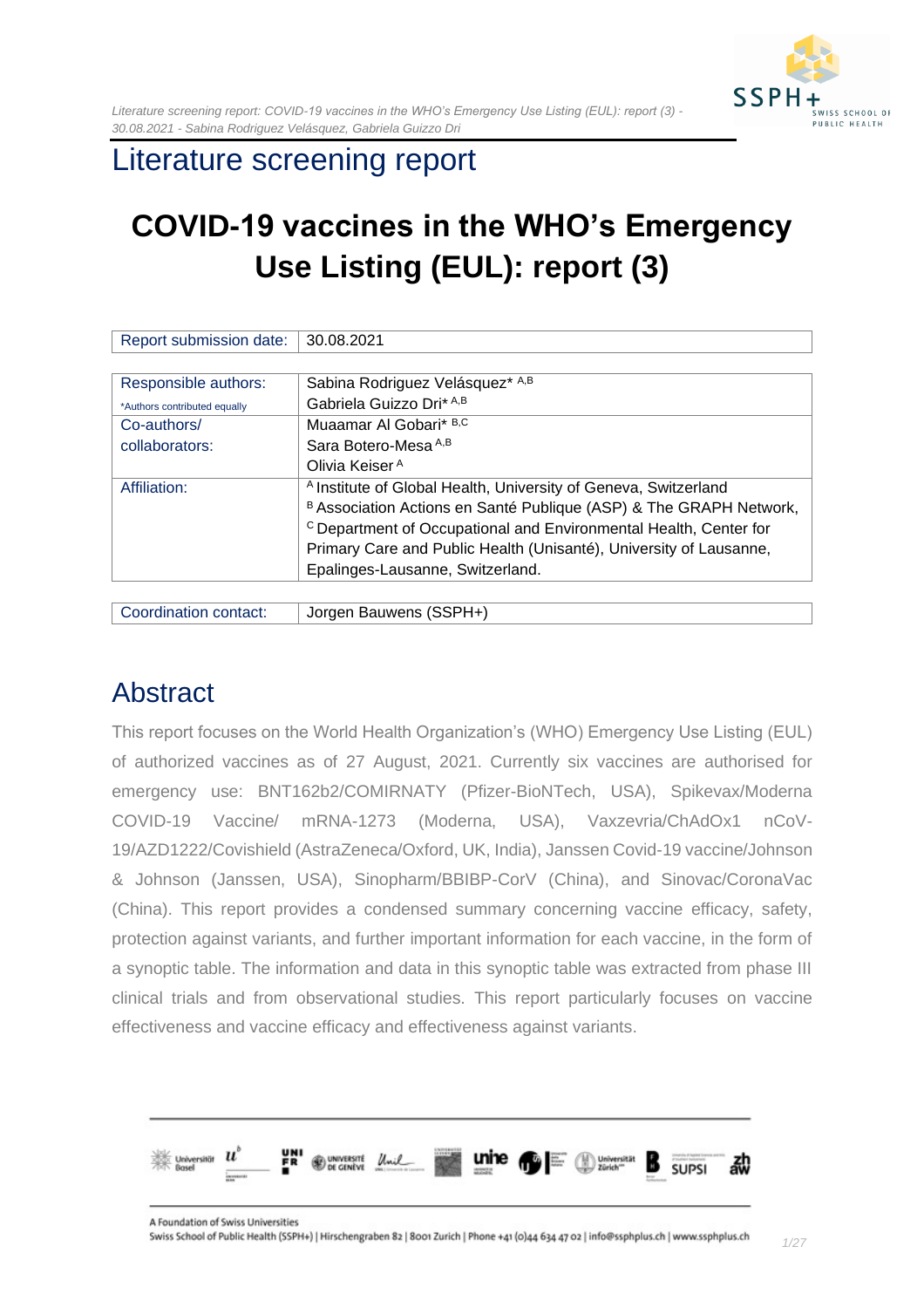# Literature screening report

## COVID-19 vaccines in the WHO's Emergency Use Listing (EUL): report (3)

| Report submission date: | 30.08.2021 |
|---|---|

| Responsible authors: *Authors contributed equally | Sabina Rodriguez Velásquez* [A,B] Gabriela Guizzo Dri* [A,B] |
|---|---|
| Co-authors/ collaborators: | Muaamar Al Gobari* [B,C] Sara Botero-Mesa [A,B] Olivia Keiser [A] |
| Affiliation: | [A] Institute of Global Health, University of Geneva, Switzerland [B] Association Actions en Santé Publique (ASP) & The GRAPH Network, [C] Department of Occupational and Environmental Health, Center for Primary Care and Public Health (Unisanté), University of Lausanne, Epalinges-Lausanne, Switzerland. |

| Coordination contact: | Jorgen Bauwens (SSPH+) |
|---|---|

## Abstract

This report focuses on the World Health Organization's (WHO) Emergency Use Listing (EUL) of authorized vaccines as of 27 August, 2021. Currently six vaccines are authorised for emergency use: BNT162b2/COMIRNATY (Pfizer-BioNTech, USA), Spikevax/Moderna COVID-19 Vaccine/ mRNA-1273 (Moderna, USA), Vaxzevria/ChAdOx1 nCoV-19/AZD1222/Covishield (AstraZeneca/Oxford, UK, India), Janssen Covid-19 vaccine/Johnson & Johnson (Janssen, USA), Sinopharm/BBIBP-CorV (China), and Sinovac/CoronaVac (China). This report provides a condensed summary concerning vaccine efficacy, safety, protection against variants, and further important information for each vaccine, in the form of a synoptic table. The information and data in this synoptic table was extracted from phase III clinical trials and from observational studies. This report particularly focuses on vaccine effectiveness and vaccine efficacy and effectiveness against variants.

A Foundation of Swiss Universities

Swiss School of Public Health (SSPH+) | Hirschengraben 82 | 8001 Zurich | Phone +41 (0)44 634 47 02 | info@ssphplus.ch | www.ssphplus.ch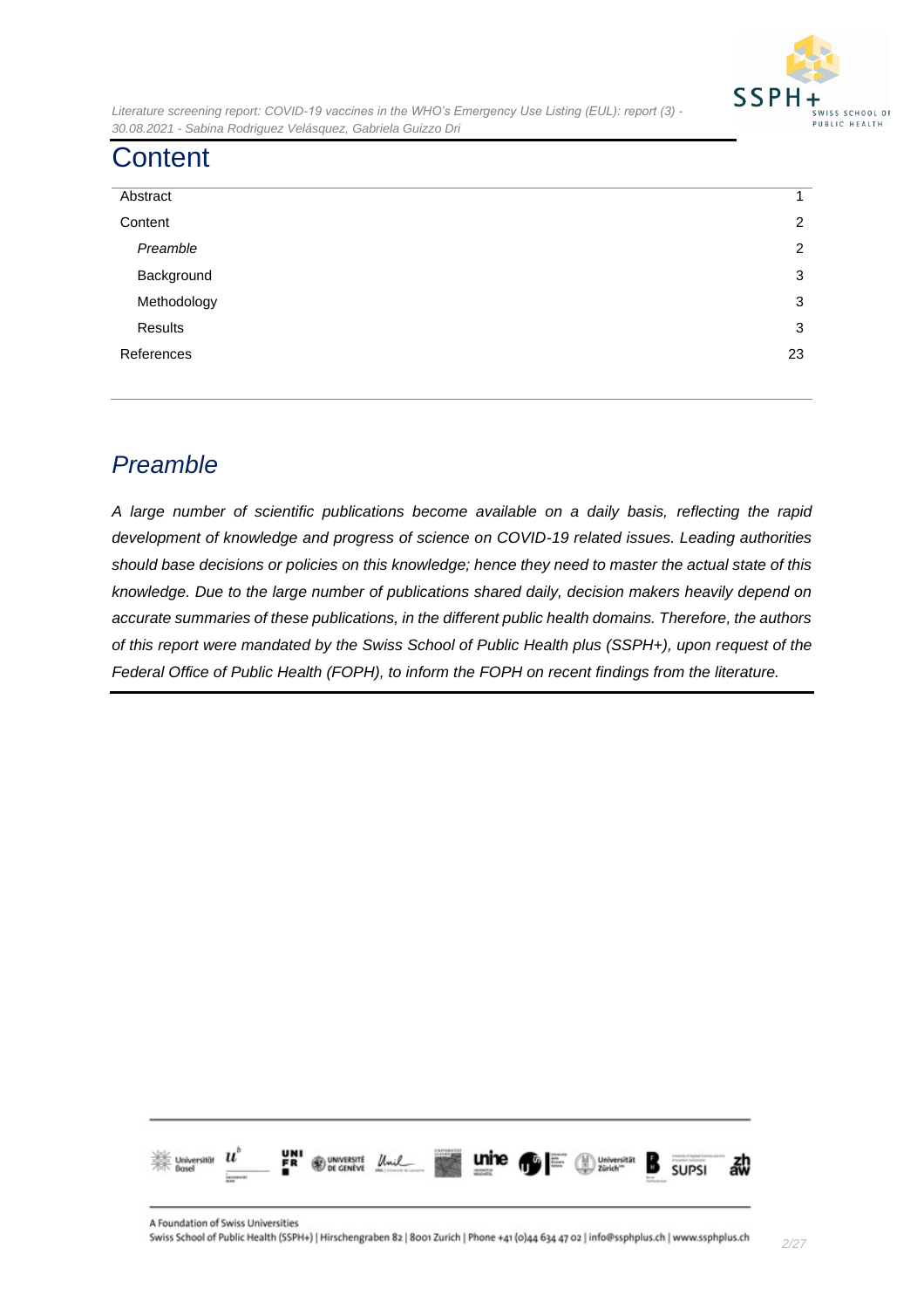# Content

| | |
|---|---|
| Abstract | 1 |
| Content | 2 |
| *Preamble* | 2 |
| Background | 3 |
| Methodology | 3 |
| Results | 3 |
| References | 23 |

## *Preamble*

*A large number of scientific publications become available on a daily basis, reflecting the rapid development of knowledge and progress of science on COVID-19 related issues. Leading authorities should base decisions or policies on this knowledge; hence they need to master the actual state of this knowledge. Due to the large number of publications shared daily, decision makers heavily depend on accurate summaries of these publications, in the different public health domains. Therefore, the authors of this report were mandated by the Swiss School of Public Health plus (SSPH+), upon request of the Federal Office of Public Health (FOPH), to inform the FOPH on recent findings from the literature.*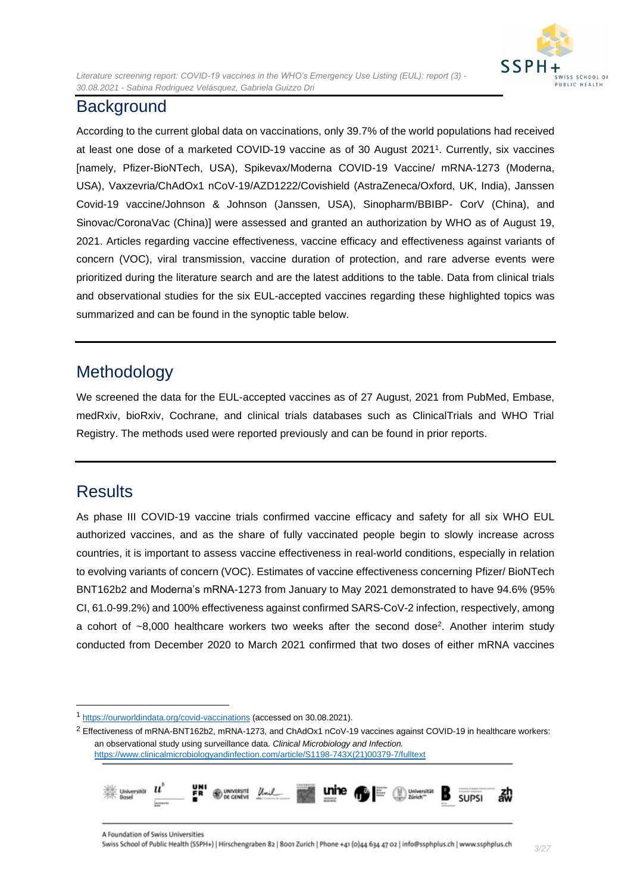## Background

According to the current global data on vaccinations, only 39.7% of the world populations had received at least one dose of a marketed COVID-19 vaccine as of 30 August 2021[1]. Currently, six vaccines [namely, Pfizer-BioNTech, USA), Spikevax/Moderna COVID-19 Vaccine/ mRNA-1273 (Moderna, USA), Vaxzevria/ChAdOx1 nCoV-19/AZD1222/Covishield (AstraZeneca/Oxford, UK, India), Janssen Covid-19 vaccine/Johnson & Johnson (Janssen, USA), Sinopharm/BBIBP- CorV (China), and Sinovac/CoronaVac (China)] were assessed and granted an authorization by WHO as of August 19, 2021. Articles regarding vaccine effectiveness, vaccine efficacy and effectiveness against variants of concern (VOC), viral transmission, vaccine duration of protection, and rare adverse events were prioritized during the literature search and are the latest additions to the table. Data from clinical trials and observational studies for the six EUL-accepted vaccines regarding these highlighted topics was summarized and can be found in the synoptic table below.

## Methodology

We screened the data for the EUL-accepted vaccines as of 27 August, 2021 from PubMed, Embase, medRxiv, bioRxiv, Cochrane, and clinical trials databases such as ClinicalTrials and WHO Trial Registry. The methods used were reported previously and can be found in prior reports.

## Results

As phase III COVID-19 vaccine trials confirmed vaccine efficacy and safety for all six WHO EUL authorized vaccines, and as the share of fully vaccinated people begin to slowly increase across countries, it is important to assess vaccine effectiveness in real-world conditions, especially in relation to evolving variants of concern (VOC). Estimates of vaccine effectiveness concerning Pfizer/ BioNTech BNT162b2 and Moderna's mRNA-1273 from January to May 2021 demonstrated to have 94.6% (95% CI, 61.0-99.2%) and 100% effectiveness against confirmed SARS-CoV-2 infection, respectively, among a cohort of ~8,000 healthcare workers two weeks after the second dose[2]. Another interim study conducted from December 2020 to March 2021 confirmed that two doses of either mRNA vaccines

---

[1] https://ourworldindata.org/covid-vaccinations (accessed on 30.08.2021).

[2] Effectiveness of mRNA-BNT162b2, mRNA-1273, and ChAdOx1 nCoV-19 vaccines against COVID-19 in healthcare workers: an observational study using surveillance data. *Clinical Microbiology and Infection.* https://www.clinicalmicrobiologyandinfection.com/article/S1198-743X(21)00379-7/fulltext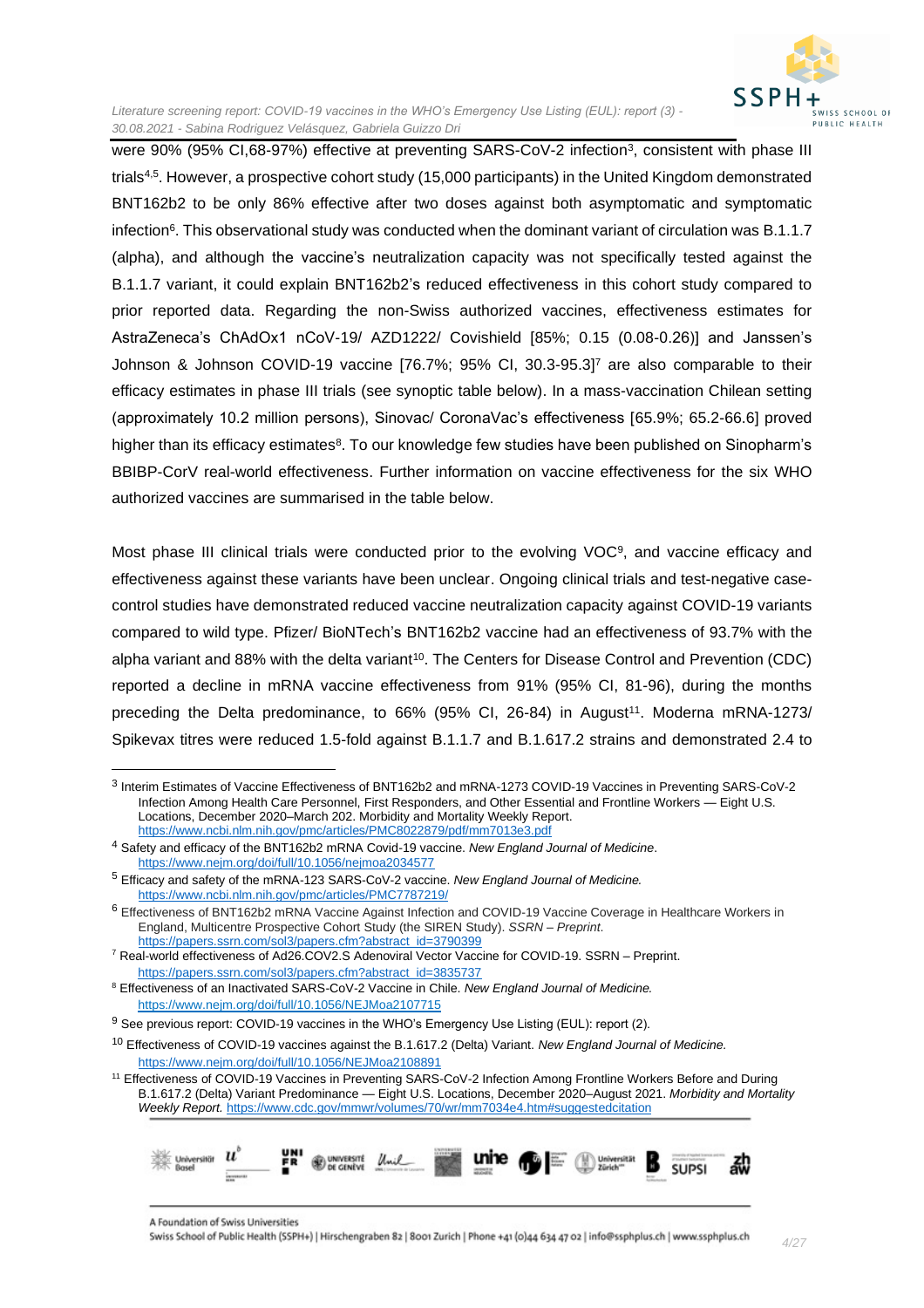were 90% (95% CI,68-97%) effective at preventing SARS-CoV-2 infection[3], consistent with phase III trials[4,5]. However, a prospective cohort study (15,000 participants) in the United Kingdom demonstrated BNT162b2 to be only 86% effective after two doses against both asymptomatic and symptomatic infection[6]. This observational study was conducted when the dominant variant of circulation was B.1.1.7 (alpha), and although the vaccine's neutralization capacity was not specifically tested against the B.1.1.7 variant, it could explain BNT162b2's reduced effectiveness in this cohort study compared to prior reported data. Regarding the non-Swiss authorized vaccines, effectiveness estimates for AstraZeneca's ChAdOx1 nCoV-19/ AZD1222/ Covishield [85%; 0.15 (0.08-0.26)] and Janssen's Johnson & Johnson COVID-19 vaccine [76.7%; 95% CI, 30.3-95.3][7] are also comparable to their efficacy estimates in phase III trials (see synoptic table below). In a mass-vaccination Chilean setting (approximately 10.2 million persons), Sinovac/ CoronaVac's effectiveness [65.9%; 65.2-66.6] proved higher than its efficacy estimates[8]. To our knowledge few studies have been published on Sinopharm's BBIBP-CorV real-world effectiveness. Further information on vaccine effectiveness for the six WHO authorized vaccines are summarised in the table below.

Most phase III clinical trials were conducted prior to the evolving VOC[9], and vaccine efficacy and effectiveness against these variants have been unclear. Ongoing clinical trials and test-negative case-control studies have demonstrated reduced vaccine neutralization capacity against COVID-19 variants compared to wild type. Pfizer/ BioNTech's BNT162b2 vaccine had an effectiveness of 93.7% with the alpha variant and 88% with the delta variant[10]. The Centers for Disease Control and Prevention (CDC) reported a decline in mRNA vaccine effectiveness from 91% (95% CI, 81-96), during the months preceding the Delta predominance, to 66% (95% CI, 26-84) in August[11]. Moderna mRNA-1273/ Spikevax titres were reduced 1.5-fold against B.1.1.7 and B.1.617.2 strains and demonstrated 2.4 to

---

[3] Interim Estimates of Vaccine Effectiveness of BNT162b2 and mRNA-1273 COVID-19 Vaccines in Preventing SARS-CoV-2 Infection Among Health Care Personnel, First Responders, and Other Essential and Frontline Workers — Eight U.S. Locations, December 2020–March 202. Morbidity and Mortality Weekly Report. https://www.ncbi.nlm.nih.gov/pmc/articles/PMC8022879/pdf/mm7013e3.pdf

[4] Safety and efficacy of the BNT162b2 mRNA Covid-19 vaccine. *New England Journal of Medicine*. https://www.nejm.org/doi/full/10.1056/nejmoa2034577

[5] Efficacy and safety of the mRNA-123 SARS-CoV-2 vaccine. *New England Journal of Medicine.* https://www.ncbi.nlm.nih.gov/pmc/articles/PMC7787219/

[6] Effectiveness of BNT162b2 mRNA Vaccine Against Infection and COVID-19 Vaccine Coverage in Healthcare Workers in England, Multicentre Prospective Cohort Study (the SIREN Study). *SSRN – Preprint*. https://papers.ssrn.com/sol3/papers.cfm?abstract_id=3790399

[7] Real-world effectiveness of Ad26.COV2.S Adenoviral Vector Vaccine for COVID-19. SSRN – Preprint. https://papers.ssrn.com/sol3/papers.cfm?abstract_id=3835737

[8] Effectiveness of an Inactivated SARS-CoV-2 Vaccine in Chile. *New England Journal of Medicine.* https://www.nejm.org/doi/full/10.1056/NEJMoa2107715

[9] See previous report: COVID-19 vaccines in the WHO's Emergency Use Listing (EUL): report (2).

[10] Effectiveness of COVID-19 vaccines against the B.1.617.2 (Delta) Variant. *New England Journal of Medicine.* https://www.nejm.org/doi/full/10.1056/NEJMoa2108891

[11] Effectiveness of COVID-19 Vaccines in Preventing SARS-CoV-2 Infection Among Frontline Workers Before and During B.1.617.2 (Delta) Variant Predominance — Eight U.S. Locations, December 2020–August 2021. *Morbidity and Mortality Weekly Report.* https://www.cdc.gov/mmwr/volumes/70/wr/mm7034e4.htm#suggestedcitation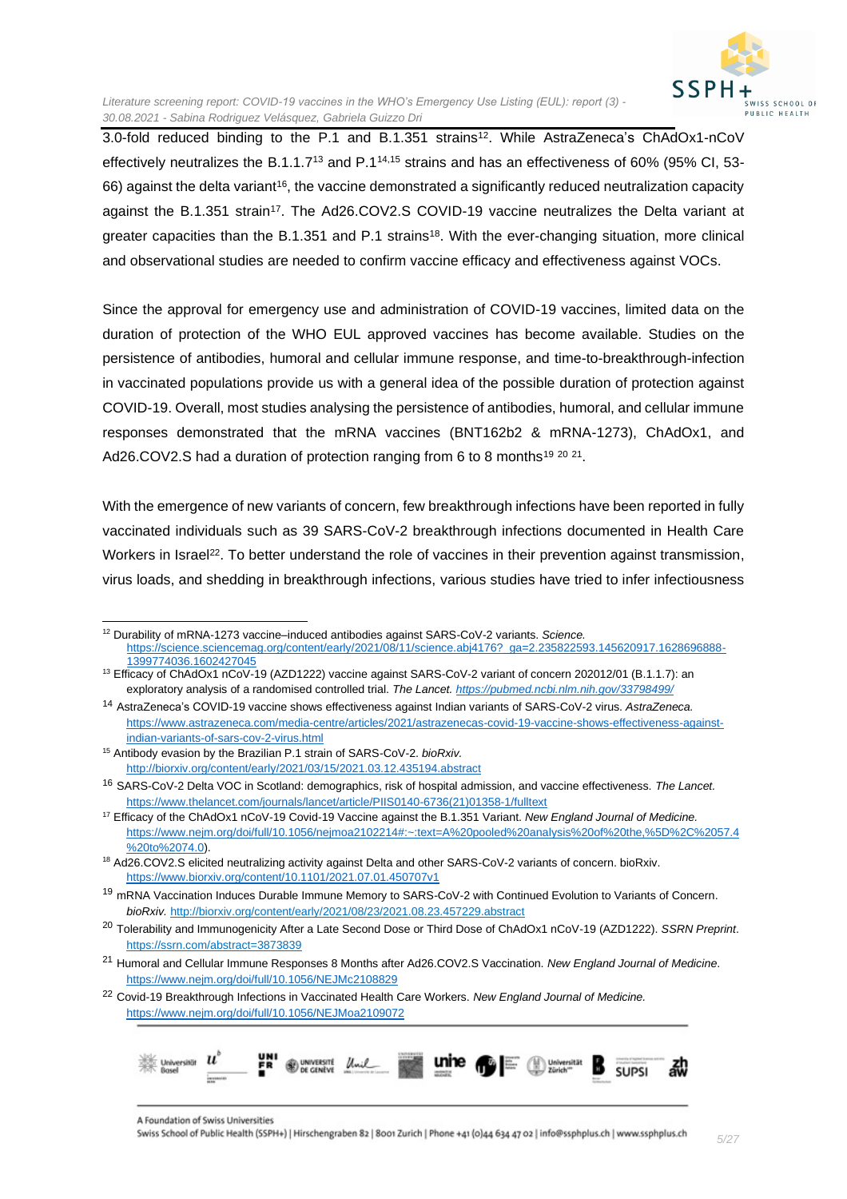3.0-fold reduced binding to the P.1 and B.1.351 strains[12]. While AstraZeneca's ChAdOx1-nCoV effectively neutralizes the B.1.1.7[13] and P.1[14,15] strains and has an effectiveness of 60% (95% CI, 53-66) against the delta variant[16], the vaccine demonstrated a significantly reduced neutralization capacity against the B.1.351 strain[17]. The Ad26.COV2.S COVID-19 vaccine neutralizes the Delta variant at greater capacities than the B.1.351 and P.1 strains[18]. With the ever-changing situation, more clinical and observational studies are needed to confirm vaccine efficacy and effectiveness against VOCs.

Since the approval for emergency use and administration of COVID-19 vaccines, limited data on the duration of protection of the WHO EUL approved vaccines has become available. Studies on the persistence of antibodies, humoral and cellular immune response, and time-to-breakthrough-infection in vaccinated populations provide us with a general idea of the possible duration of protection against COVID-19. Overall, most studies analysing the persistence of antibodies, humoral, and cellular immune responses demonstrated that the mRNA vaccines (BNT162b2 & mRNA-1273), ChAdOx1, and Ad26.COV2.S had a duration of protection ranging from 6 to 8 months[19] [20] [21].

With the emergence of new variants of concern, few breakthrough infections have been reported in fully vaccinated individuals such as 39 SARS-CoV-2 breakthrough infections documented in Health Care Workers in Israel[22]. To better understand the role of vaccines in their prevention against transmission, virus loads, and shedding in breakthrough infections, various studies have tried to infer infectiousness

---

[12] Durability of mRNA-1273 vaccine–induced antibodies against SARS-CoV-2 variants. *Science.* https://science.sciencemag.org/content/early/2021/08/11/science.abj4176?_ga=2.235822593.145620917.1628696888-1399774036.1602427045

[13] Efficacy of ChAdOx1 nCoV-19 (AZD1222) vaccine against SARS-CoV-2 variant of concern 202012/01 (B.1.1.7): an exploratory analysis of a randomised controlled trial. *The Lancet.* https://pubmed.ncbi.nlm.nih.gov/33798499/

[14] AstraZeneca's COVID-19 vaccine shows effectiveness against Indian variants of SARS-CoV-2 virus. *AstraZeneca.* https://www.astrazeneca.com/media-centre/articles/2021/astrazenecas-covid-19-vaccine-shows-effectiveness-against-indian-variants-of-sars-cov-2-virus.html

[15] Antibody evasion by the Brazilian P.1 strain of SARS-CoV-2. *bioRxiv.* http://biorxiv.org/content/early/2021/03/15/2021.03.12.435194.abstract

[16] SARS-CoV-2 Delta VOC in Scotland: demographics, risk of hospital admission, and vaccine effectiveness. *The Lancet.* https://www.thelancet.com/journals/lancet/article/PIIS0140-6736(21)01358-1/fulltext

[17] Efficacy of the ChAdOx1 nCoV-19 Covid-19 Vaccine against the B.1.351 Variant. *New England Journal of Medicine.* https://www.nejm.org/doi/full/10.1056/nejmoa2102214#:~:text=A%20pooled%20analysis%20of%20the,%5D%2C%2057.4%20to%2074.0).

[18] Ad26.COV2.S elicited neutralizing activity against Delta and other SARS-CoV-2 variants of concern. bioRxiv. https://www.biorxiv.org/content/10.1101/2021.07.01.450707v1

[19] mRNA Vaccination Induces Durable Immune Memory to SARS-CoV-2 with Continued Evolution to Variants of Concern. *bioRxiv.* http://biorxiv.org/content/early/2021/08/23/2021.08.23.457229.abstract

[20] Tolerability and Immunogenicity After a Late Second Dose or Third Dose of ChAdOx1 nCoV-19 (AZD1222). *SSRN Preprint*. https://ssrn.com/abstract=3873839

[21] Humoral and Cellular Immune Responses 8 Months after Ad26.COV2.S Vaccination. *New England Journal of Medicine*. https://www.nejm.org/doi/full/10.1056/NEJMc2108829

[22] Covid-19 Breakthrough Infections in Vaccinated Health Care Workers. *New England Journal of Medicine.* https://www.nejm.org/doi/full/10.1056/NEJMoa2109072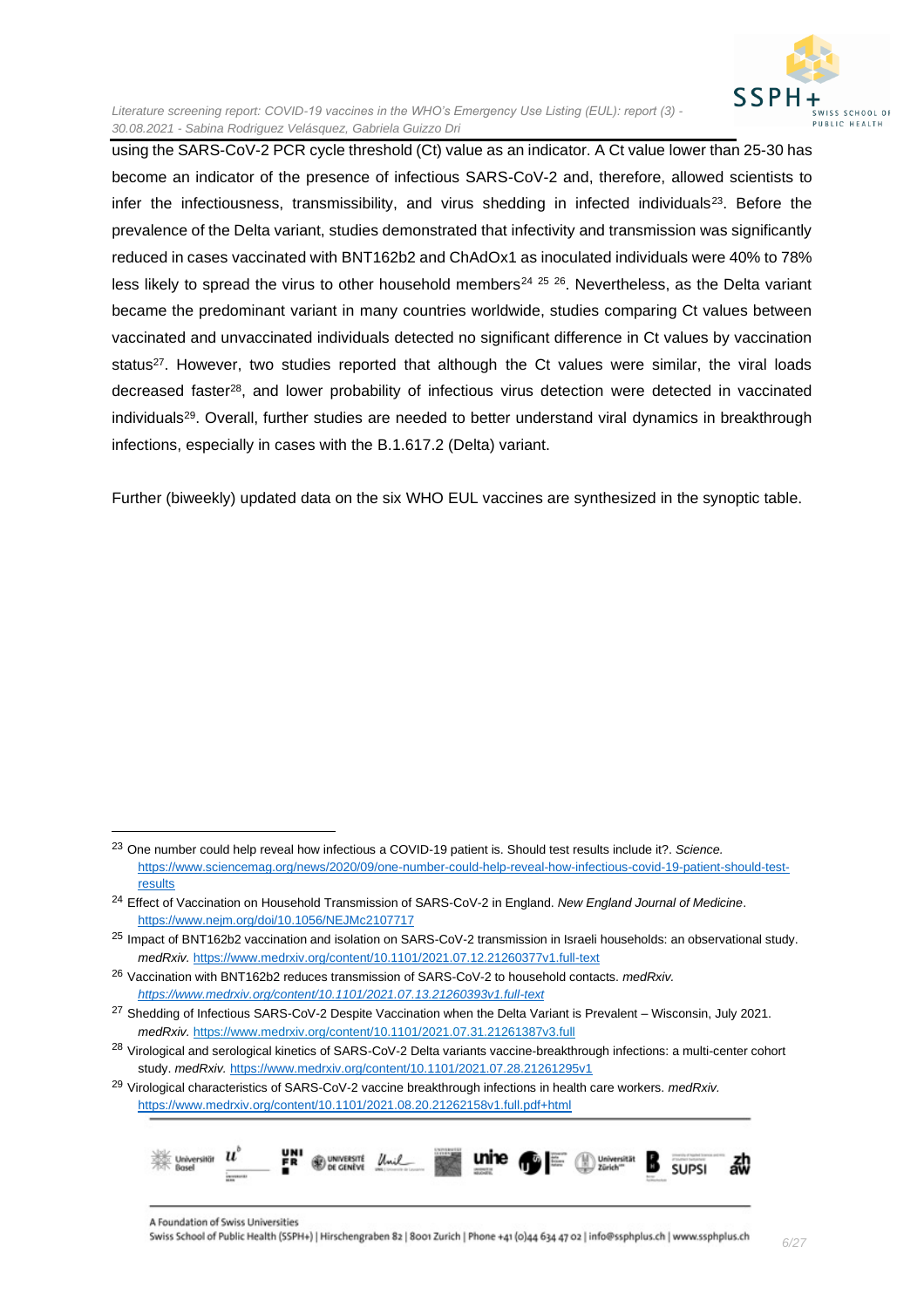using the SARS-CoV-2 PCR cycle threshold (Ct) value as an indicator. A Ct value lower than 25-30 has become an indicator of the presence of infectious SARS-CoV-2 and, therefore, allowed scientists to infer the infectiousness, transmissibility, and virus shedding in infected individuals[23]. Before the prevalence of the Delta variant, studies demonstrated that infectivity and transmission was significantly reduced in cases vaccinated with BNT162b2 and ChAdOx1 as inoculated individuals were 40% to 78% less likely to spread the virus to other household members[24] [25] [26]. Nevertheless, as the Delta variant became the predominant variant in many countries worldwide, studies comparing Ct values between vaccinated and unvaccinated individuals detected no significant difference in Ct values by vaccination status[27]. However, two studies reported that although the Ct values were similar, the viral loads decreased faster[28], and lower probability of infectious virus detection were detected in vaccinated individuals[29]. Overall, further studies are needed to better understand viral dynamics in breakthrough infections, especially in cases with the B.1.617.2 (Delta) variant.

Further (biweekly) updated data on the six WHO EUL vaccines are synthesized in the synoptic table.

---

[23] One number could help reveal how infectious a COVID-19 patient is. Should test results include it?. *Science.* https://www.sciencemag.org/news/2020/09/one-number-could-help-reveal-how-infectious-covid-19-patient-should-test-results

[24] Effect of Vaccination on Household Transmission of SARS-CoV-2 in England. *New England Journal of Medicine*. https://www.nejm.org/doi/10.1056/NEJMc2107717

[25] Impact of BNT162b2 vaccination and isolation on SARS-CoV-2 transmission in Israeli households: an observational study. *medRxiv.* https://www.medrxiv.org/content/10.1101/2021.07.12.21260377v1.full-text

[26] Vaccination with BNT162b2 reduces transmission of SARS-CoV-2 to household contacts. *medRxiv.* *https://www.medrxiv.org/content/10.1101/2021.07.13.21260393v1.full-text*

[27] Shedding of Infectious SARS-CoV-2 Despite Vaccination when the Delta Variant is Prevalent – Wisconsin, July 2021. *medRxiv.* https://www.medrxiv.org/content/10.1101/2021.07.31.21261387v3.full

[28] Virological and serological kinetics of SARS-CoV-2 Delta variants vaccine-breakthrough infections: a multi-center cohort study. *medRxiv.* https://www.medrxiv.org/content/10.1101/2021.07.28.21261295v1

[29] Virological characteristics of SARS-CoV-2 vaccine breakthrough infections in health care workers. *medRxiv.* https://www.medrxiv.org/content/10.1101/2021.08.20.21262158v1.full.pdf+html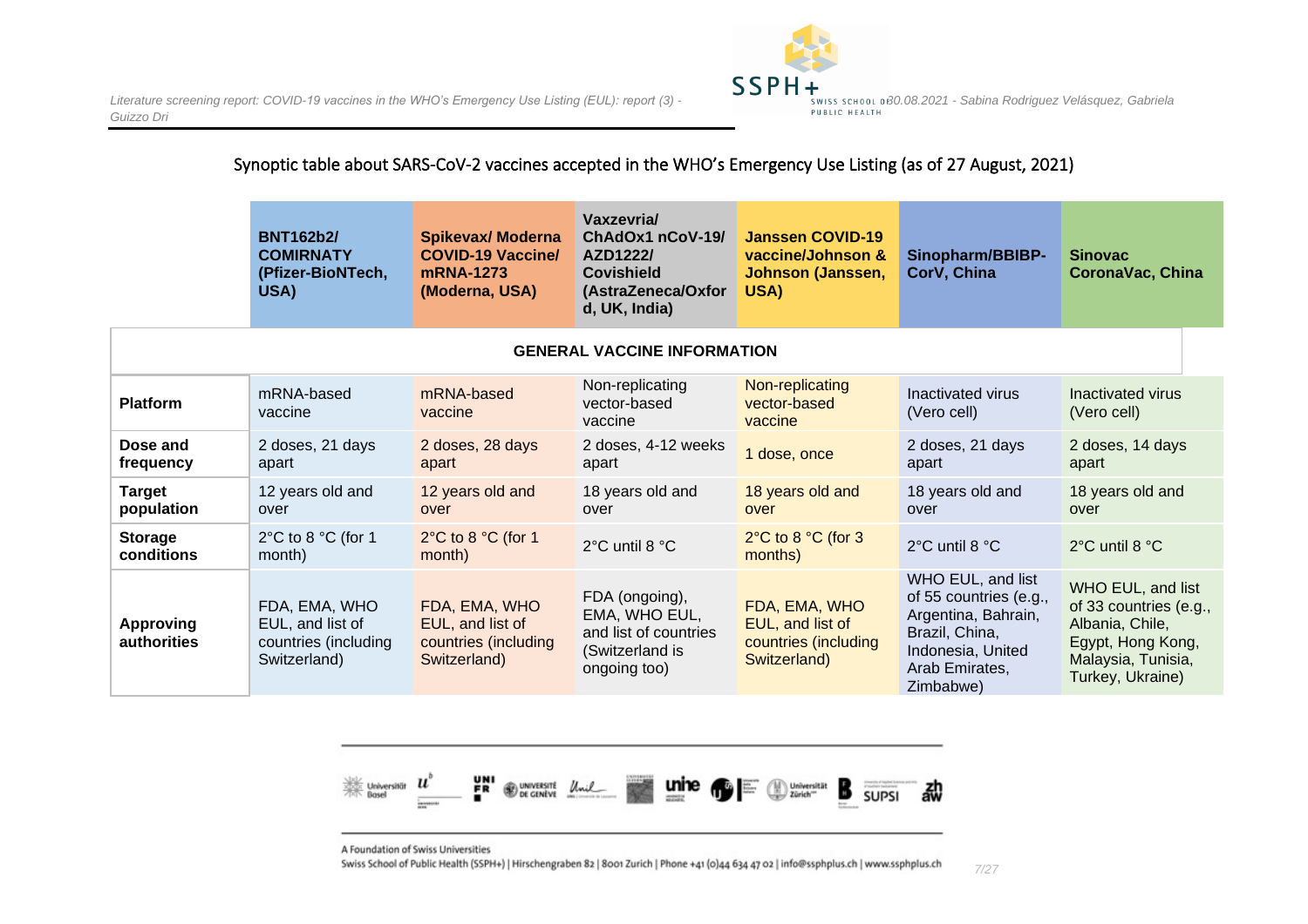Synoptic table about SARS-CoV-2 vaccines accepted in the WHO's Emergency Use Listing (as of 27 August, 2021)

| | **BNT162b2/ COMIRNATY (Pfizer-BioNTech, USA)** | **Spikevax/ Moderna COVID-19 Vaccine/ mRNA-1273 (Moderna, USA)** | **Vaxzevria/ ChAdOx1 nCoV-19/ AZD1222/ Covishield (AstraZeneca/Oxford, UK, India)** | **Janssen COVID-19 vaccine/Johnson & Johnson (Janssen, USA)** | **Sinopharm/BBIBP-CorV, China** | **Sinovac CoronaVac, China** |
|---|---|---|---|---|---|---|
| **GENERAL VACCINE INFORMATION** | | | | | | |
| **Platform** | mRNA-based vaccine | mRNA-based vaccine | Non-replicating vector-based vaccine | Non-replicating vector-based vaccine | Inactivated virus (Vero cell) | Inactivated virus (Vero cell) |
| **Dose and frequency** | 2 doses, 21 days apart | 2 doses, 28 days apart | 2 doses, 4-12 weeks apart | 1 dose, once | 2 doses, 21 days apart | 2 doses, 14 days apart |
| **Target population** | 12 years old and over | 12 years old and over | 18 years old and over | 18 years old and over | 18 years old and over | 18 years old and over |
| **Storage conditions** | 2°C to 8 °C (for 1 month) | 2°C to 8 °C (for 1 month) | 2°C until 8 °C | 2°C to 8 °C (for 3 months) | 2°C until 8 °C | 2°C until 8 °C |
| **Approving authorities** | FDA, EMA, WHO EUL, and list of countries (including Switzerland) | FDA, EMA, WHO EUL, and list of countries (including Switzerland) | FDA (ongoing), EMA, WHO EUL, and list of countries (Switzerland is ongoing too) | FDA, EMA, WHO EUL, and list of countries (including Switzerland) | WHO EUL, and list of 55 countries (e.g., Argentina, Bahrain, Brazil, China, Indonesia, United Arab Emirates, Zimbabwe) | WHO EUL, and list of 33 countries (e.g., Albania, Chile, Egypt, Hong Kong, Malaysia, Tunisia, Turkey, Ukraine) |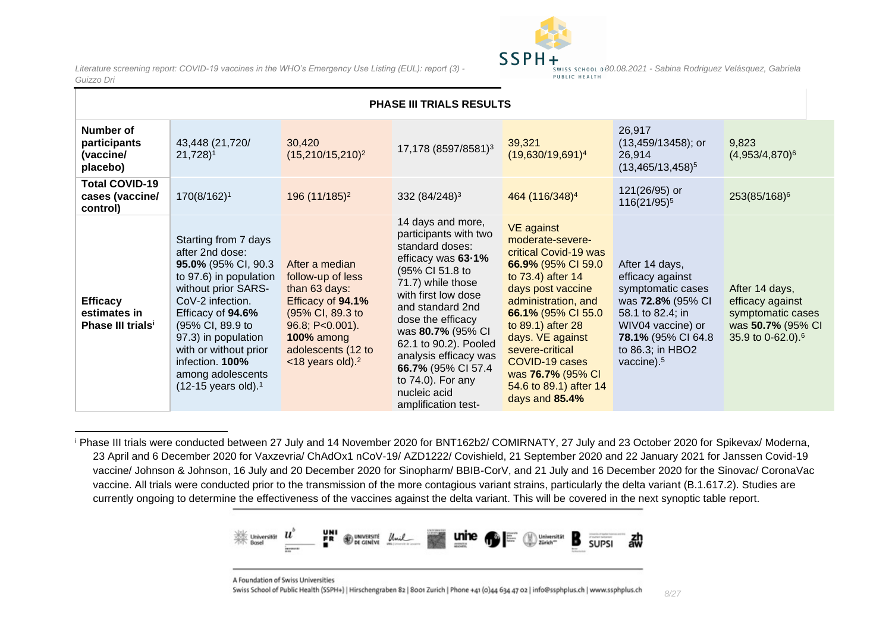| PHASE III TRIALS RESULTS | | | | | | |
|---|---|---|---|---|---|---|
| **Number of participants (vaccine/ placebo)** | 43,448 (21,720/ 21,728)[1] | 30,420 (15,210/15,210)[2] | 17,178 (8597/8581)[3] | 39,321 (19,630/19,691)[4] | 26,917 (13,459/13458); or 26,914 (13,465/13,458)[5] | 9,823 (4,953/4,870)[6] |
| **Total COVID-19 cases (vaccine/ control)** | 170(8/162)[1] | 196 (11/185)[2] | 332 (84/248)[3] | 464 (116/348)[4] | 121(26/95) or 116(21/95)[5] | 253(85/168)[6] |
| **Efficacy estimates in Phase III trials**[i] | Starting from 7 days after 2nd dose: **95.0%** (95% CI, 90.3 to 97.6) in population without prior SARS-CoV-2 infection. Efficacy of **94.6%** (95% CI, 89.9 to 97.3) in population with or without prior infection. **100%** among adolescents (12-15 years old).[1] | After a median follow-up of less than 63 days: Efficacy of **94.1%** (95% CI, 89.3 to 96.8; P<0.001). **100%** among adolescents (12 to <18 years old).[2] | 14 days and more, participants with two standard doses: efficacy was **63·1%** (95% CI 51.8 to 71.7) while those with first low dose and standard 2nd dose the efficacy was **80.7%** (95% CI 62.1 to 90.2). Pooled analysis efficacy was **66.7%** (95% CI 57.4 to 74.0). For any nucleic acid amplification test- | VE against moderate-severe-critical Covid-19 was **66.9%** (95% CI 59.0 to 73.4) after 14 days post vaccine administration, and **66.1%** (95% CI 55.0 to 89.1) after 28 days. VE against severe-critical COVID-19 cases was **76.7%** (95% CI 54.6 to 89.1) after 14 days and **85.4%** | After 14 days, efficacy against symptomatic cases was **72.8%** (95% CI 58.1 to 82.4; in WIV04 vaccine) or **78.1%** (95% CI 64.8 to 86.3; in HBO2 vaccine).[5] | After 14 days, efficacy against symptomatic cases was **50.7%** (95% CI 35.9 to 0-62.0).[6] |

[i] Phase III trials were conducted between 27 July and 14 November 2020 for BNT162b2/ COMIRNATY, 27 July and 23 October 2020 for Spikevax/ Moderna, 23 April and 6 December 2020 for Vaxzevria/ ChAdOx1 nCoV-19/ AZD1222/ Covishield, 21 September 2020 and 22 January 2021 for Janssen Covid-19 vaccine/ Johnson & Johnson, 16 July and 20 December 2020 for Sinopharm/ BBIB-CorV, and 21 July and 16 December 2020 for the Sinovac/ CoronaVac vaccine. All trials were conducted prior to the transmission of the more contagious variant strains, particularly the delta variant (B.1.617.2). Studies are currently ongoing to determine the effectiveness of the vaccines against the delta variant. This will be covered in the next synoptic table report.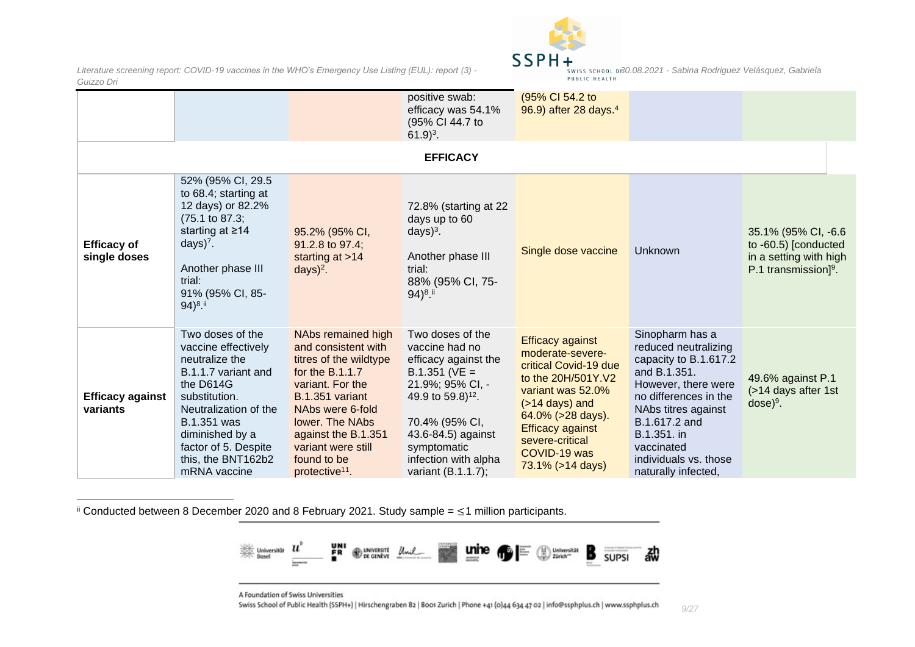| | | | | | | |
|---|---|---|---|---|---|---|
| | | | positive swab: efficacy was 54.1% (95% CI 44.7 to 61.9)[3]. | (95% CI 54.2 to 96.9) after 28 days.[4] | | |
| **EFFICACY** | | | | | | |
| **Efficacy of single doses** | 52% (95% CI, 29.5 to 68.4; starting at 12 days) or 82.2% (75.1 to 87.3; starting at ≥14 days)[7]. Another phase III trial: 91% (95% CI, 85-94)[8].[ii] | 95.2% (95% CI, 91.2.8 to 97.4; starting at >14 days)[2]. | 72.8% (starting at 22 days up to 60 days)[3]. Another phase III trial: 88% (95% CI, 75-94)[8].[ii] | Single dose vaccine | Unknown | 35.1% (95% CI, -6.6 to -60.5) [conducted in a setting with high P.1 transmission][9]. |
| **Efficacy against variants** | Two doses of the vaccine effectively neutralize the B.1.1.7 variant and the D614G substitution. Neutralization of the B.1.351 was diminished by a factor of 5. Despite this, the BNT162b2 mRNA vaccine | NAbs remained high and consistent with titres of the wildtype for the B.1.1.7 variant. For the B.1.351 variant NAbs were 6-fold lower. The NAbs against the B.1.351 variant were still found to be protective[11]. | Two doses of the vaccine had no efficacy against the B.1.351 (VE = 21.9%; 95% CI, -49.9 to 59.8)[12]. 70.4% (95% CI, 43.6-84.5) against symptomatic infection with alpha variant (B.1.1.7); | Efficacy against moderate-severe-critical Covid-19 due to the 20H/501Y.V2 variant was 52.0% (>14 days) and 64.0% (>28 days). Efficacy against severe-critical COVID-19 was 73.1% (>14 days) | Sinopharm has a reduced neutralizing capacity to B.1.617.2 and B.1.351. However, there were no differences in the NAbs titres against B.1.617.2 and B.1.351. in vaccinated individuals vs. those naturally infected, | 49.6% against P.1 (>14 days after 1st dose)[9]. |

[ii] Conducted between 8 December 2020 and 8 February 2021. Study sample = ≤1 million participants.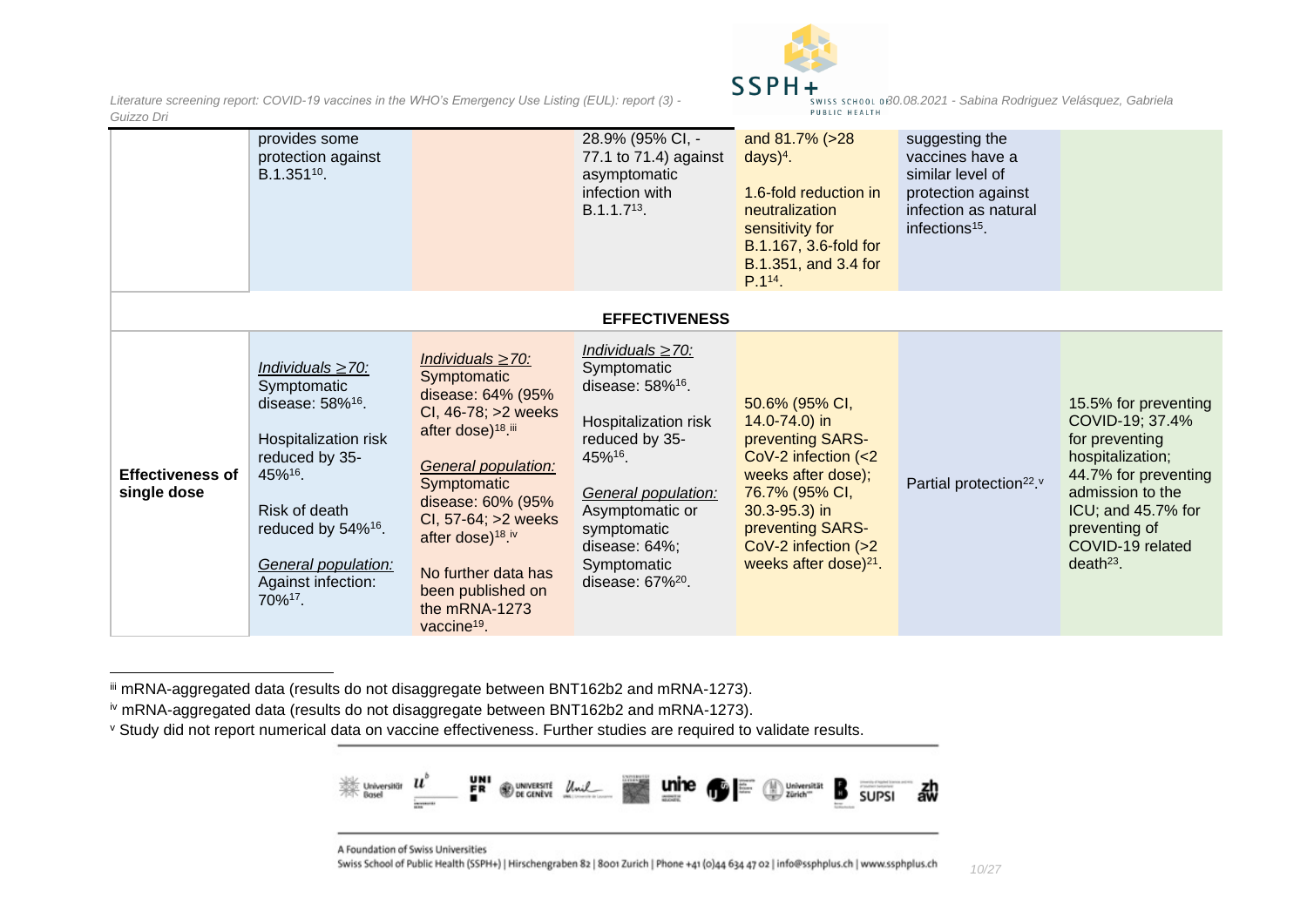| | | | | | | |
|---|---|---|---|---|---|---|
| | provides some protection against B.1.351[10]. | | 28.9% (95% CI, -77.1 to 71.4) against asymptomatic infection with B.1.1.7[13]. | and 81.7% (>28 days)[4]. 1.6-fold reduction in neutralization sensitivity for B.1.167, 3.6-fold for B.1.351, and 3.4 for P.1[14]. | suggesting the vaccines have a similar level of protection against infection as natural infections[15]. | |
| **EFFECTIVENESS** | | | | | | |
| **Effectiveness of single dose** | *Individuals ≥70:* Symptomatic disease: 58%[16]. Hospitalization risk reduced by 35-45%[16]. Risk of death reduced by 54%[16]. *General population:* Against infection: 70%[17]. | *Individuals ≥70:* Symptomatic disease: 64% (95% CI, 46-78; >2 weeks after dose)[18],[iii] *General population:* Symptomatic disease: 60% (95% CI, 57-64; >2 weeks after dose)[18],[iv] No further data has been published on the mRNA-1273 vaccine[19]. | *Individuals ≥70:* Symptomatic disease: 58%[16]. Hospitalization risk reduced by 35-45%[16]. *General population:* Asymptomatic or symptomatic disease: 64%; Symptomatic disease: 67%[20]. | 50.6% (95% CI, 14.0-74.0) in preventing SARS-CoV-2 infection (<2 weeks after dose); 76.7% (95% CI, 30.3-95.3) in preventing SARS-CoV-2 infection (>2 weeks after dose)[21]. | Partial protection[22],[v] | 15.5% for preventing COVID-19; 37.4% for preventing hospitalization; 44.7% for preventing admission to the ICU; and 45.7% for preventing of COVID-19 related death[23]. |

[iii] mRNA-aggregated data (results do not disaggregate between BNT162b2 and mRNA-1273).

[iv] mRNA-aggregated data (results do not disaggregate between BNT162b2 and mRNA-1273).

[v] Study did not report numerical data on vaccine effectiveness. Further studies are required to validate results.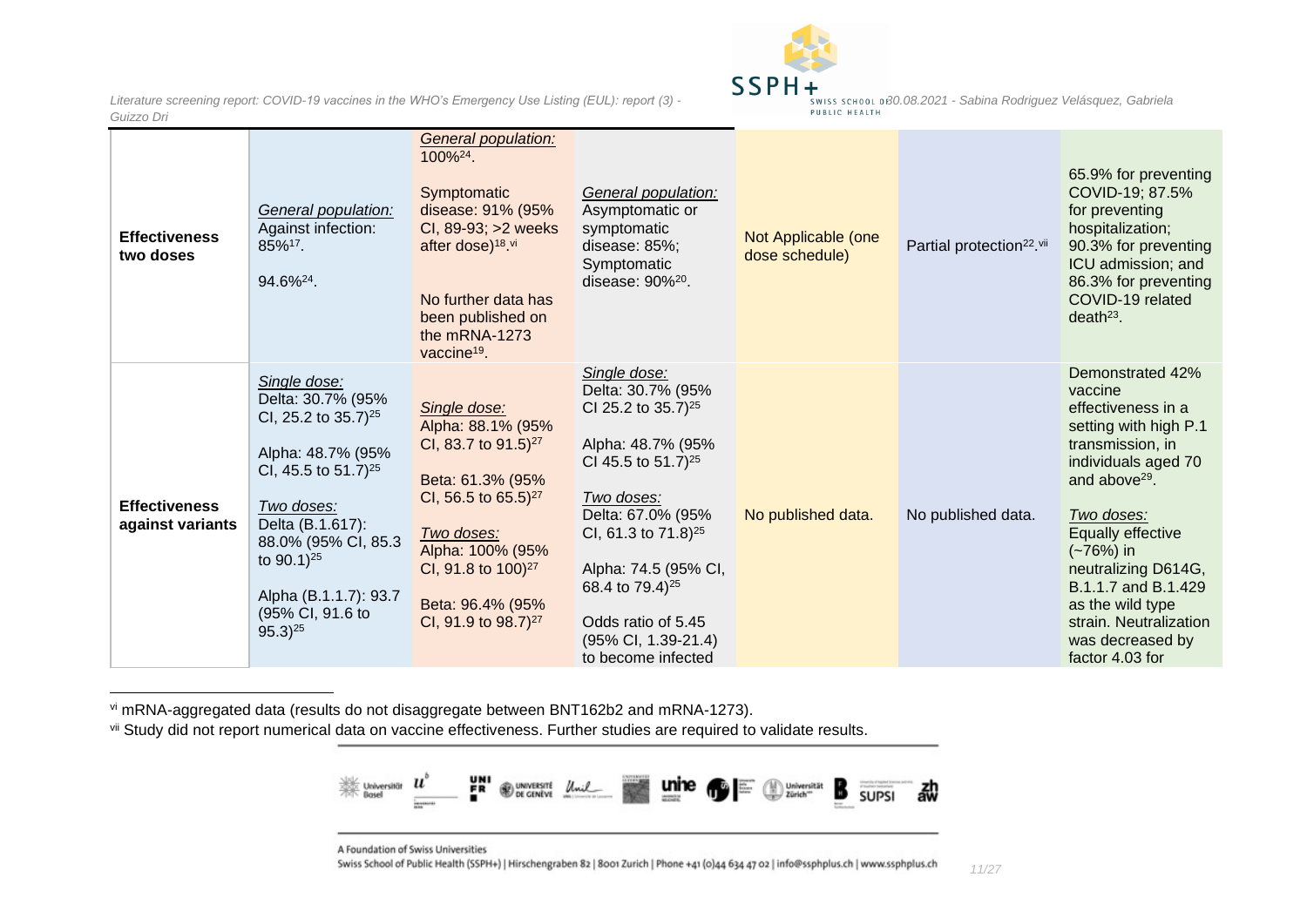| | | | | | | |
|---|---|---|---|---|---|---|
| **Effectiveness two doses** | *General population:* Against infection: 85%[17].<br><br>94.6%[24]. | *General population:* 100%[24].<br><br>Symptomatic disease: 91% (95% CI, 89-93; >2 weeks after dose)[18, vi]<br><br>No further data has been published on the mRNA-1273 vaccine[19]. | *General population:* Asymptomatic or symptomatic disease: 85%; Symptomatic disease: 90%[20]. | Not Applicable (one dose schedule) | Partial protection[22, vii] | 65.9% for preventing COVID-19; 87.5% for preventing hospitalization; 90.3% for preventing ICU admission; and 86.3% for preventing COVID-19 related death[23]. |
| **Effectiveness against variants** | *Single dose:* Delta: 30.7% (95% CI, 25.2 to 35.7)[25]<br><br>Alpha: 48.7% (95% CI, 45.5 to 51.7)[25]<br><br>*Two doses:* Delta (B.1.617): 88.0% (95% CI, 85.3 to 90.1)[25]<br><br>Alpha (B.1.1.7): 93.7 (95% CI, 91.6 to 95.3)[25] | *Single dose:* Alpha: 88.1% (95% CI, 83.7 to 91.5)[27]<br><br>Beta: 61.3% (95% CI, 56.5 to 65.5)[27]<br><br>*Two doses:* Alpha: 100% (95% CI, 91.8 to 100)[27]<br><br>Beta: 96.4% (95% CI, 91.9 to 98.7)[27] | *Single dose:* Delta: 30.7% (95% CI 25.2 to 35.7)[25]<br><br>Alpha: 48.7% (95% CI 45.5 to 51.7)[25]<br><br>*Two doses:* Delta: 67.0% (95% CI, 61.3 to 71.8)[25]<br><br>Alpha: 74.5 (95% CI, 68.4 to 79.4)[25]<br><br>Odds ratio of 5.45 (95% CI, 1.39-21.4) to become infected | No published data. | No published data. | Demonstrated 42% vaccine effectiveness in a setting with high P.1 transmission, in individuals aged 70 and above[29].<br><br>*Two doses:* Equally effective (~76%) in neutralizing D614G, B.1.1.7 and B.1.429 as the wild type strain. Neutralization was decreased by factor 4.03 for |

[vi] mRNA-aggregated data (results do not disaggregate between BNT162b2 and mRNA-1273).

[vii] Study did not report numerical data on vaccine effectiveness. Further studies are required to validate results.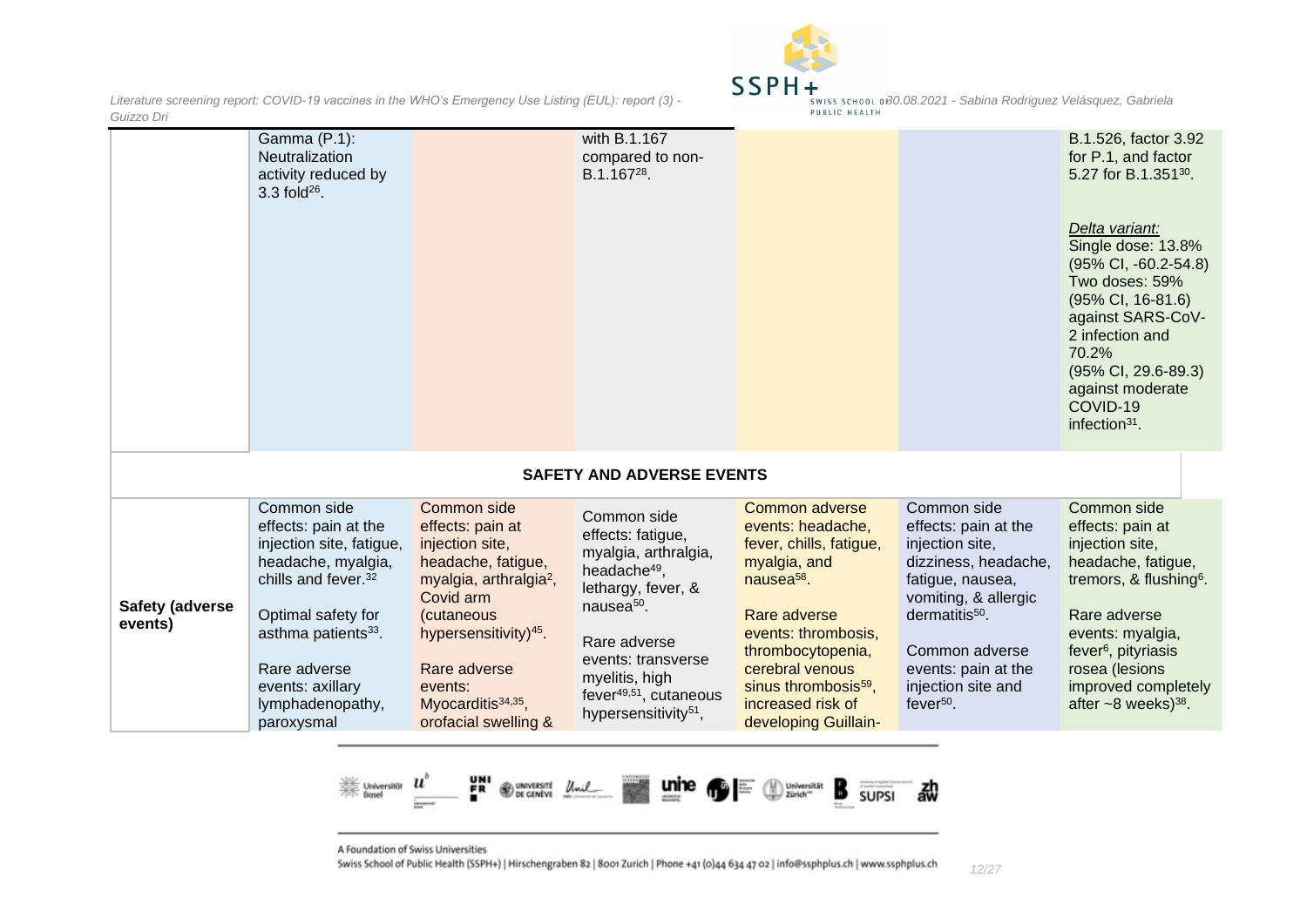| | | | | | | |
|---|---|---|---|---|---|---|
| | Gamma (P.1): Neutralization activity reduced by 3.3 fold[26]. | | with B.1.167 compared to non-B.1.167[28]. | | | B.1.526, factor 3.92 for P.1, and factor 5.27 for B.1.351[30].<br><br>*Delta variant:*<br>Single dose: 13.8% (95% CI, -60.2-54.8)<br>Two doses: 59% (95% CI, 16-81.6) against SARS-CoV-2 infection and 70.2% (95% CI, 29.6-89.3) against moderate COVID-19 infection[31]. |
| **SAFETY AND ADVERSE EVENTS** | | | | | | |
| **Safety (adverse events)** | Common side effects: pain at the injection site, fatigue, headache, myalgia, chills and fever.[32]<br><br>Optimal safety for asthma patients[33].<br><br>Rare adverse events: axillary lymphadenopathy, paroxysmal | Common side effects: pain at injection site, headache, fatigue, myalgia, arthralgia[2], Covid arm (cutaneous hypersensitivity)[45].<br><br>Rare adverse events: Myocarditis[34,35], orofacial swelling & | Common side effects: fatigue, myalgia, arthralgia, headache[49], lethargy, fever, & nausea[50].<br><br>Rare adverse events: transverse myelitis, high fever[49,51], cutaneous hypersensitivity[51], | Common adverse events: headache, fever, chills, fatigue, myalgia, and nausea[58].<br><br>Rare adverse events: thrombosis, thrombocytopenia, cerebral venous sinus thrombosis[59], increased risk of developing Guillain- | Common side effects: pain at the injection site, dizziness, headache, fatigue, nausea, vomiting, & allergic dermatitis[50].<br><br>Common adverse events: pain at the injection site and fever[50]. | Common side effects: pain at injection site, headache, fatigue, tremors, & flushing[6].<br><br>Rare adverse events: myalgia, fever[6], pityriasis rosea (lesions improved completely after ~8 weeks)[38]. |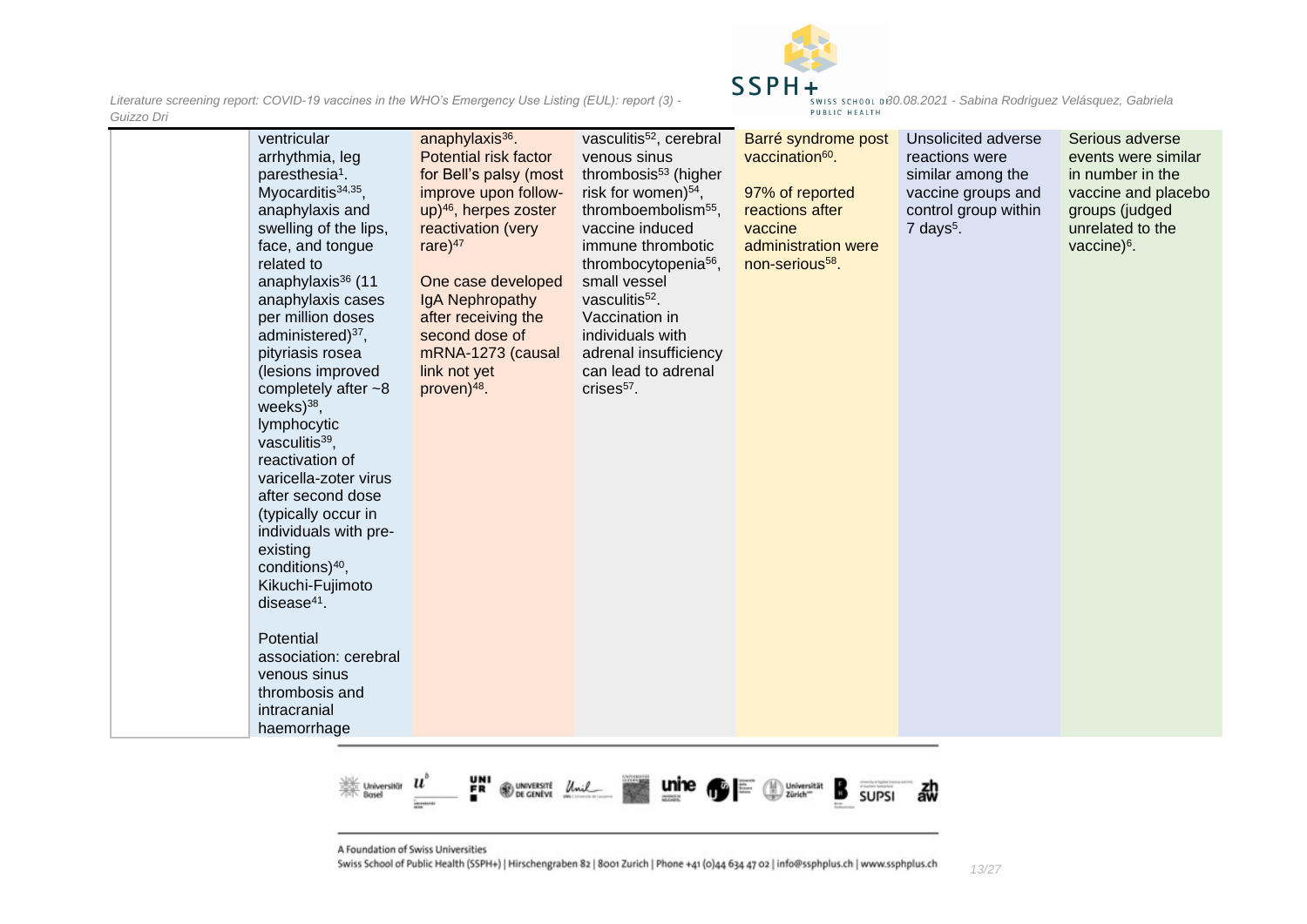| | | | | | | |
|---|---|---|---|---|---|---|
| | ventricular arrhythmia, leg paresthesia[1]. Myocarditis[34,35], anaphylaxis and swelling of the lips, face, and tongue related to anaphylaxis[36] (11 anaphylaxis cases per million doses administered)[37], pityriasis rosea (lesions improved completely after ~8 weeks)[38], lymphocytic vasculitis[39], reactivation of varicella-zoter virus after second dose (typically occur in individuals with pre-existing conditions)[40], Kikuchi-Fujimoto disease[41].<br><br>Potential association: cerebral venous sinus thrombosis and intracranial haemorrhage | anaphylaxis[36]. Potential risk factor for Bell's palsy (most improve upon follow-up)[46], herpes zoster reactivation (very rare)[47]<br><br>One case developed IgA Nephropathy after receiving the second dose of mRNA-1273 (causal link not yet proven)[48]. | vasculitis[52], cerebral venous sinus thrombosis[53] (higher risk for women)[54], thromboembolism[55], vaccine induced immune thrombotic thrombocytopenia[56], small vessel vasculitis[52]. Vaccination in individuals with adrenal insufficiency can lead to adrenal crises[57]. | Barré syndrome post vaccination[60].<br><br>97% of reported reactions after vaccine administration were non-serious[58]. | Unsolicited adverse reactions were similar among the vaccine groups and control group within 7 days[5]. | Serious adverse events were similar in number in the vaccine and placebo groups (judged unrelated to the vaccine)[6]. |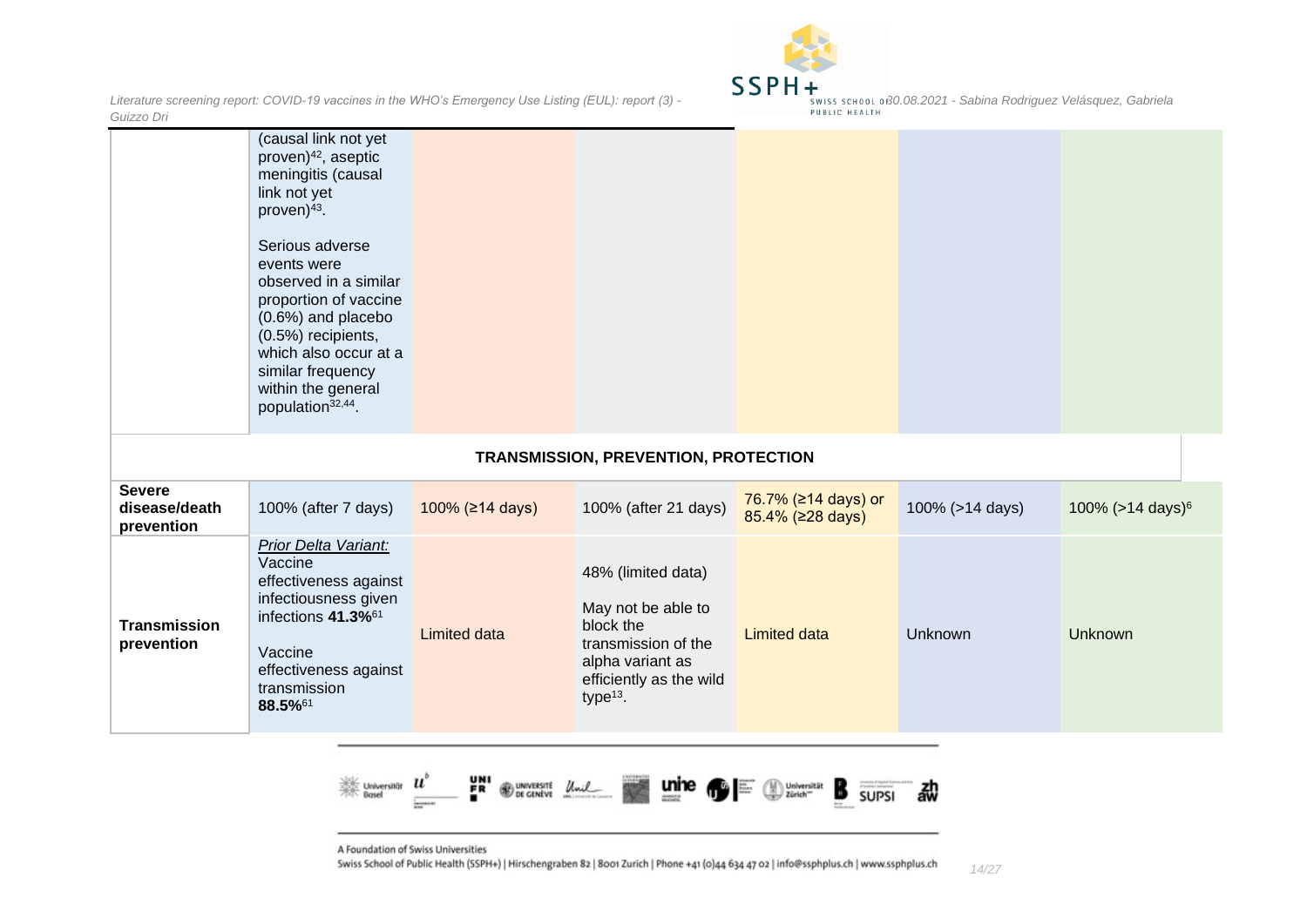| | | | | | | |
|---|---|---|---|---|---|---|
| | (causal link not yet proven)[42], aseptic meningitis (causal link not yet proven)[43].<br><br>Serious adverse events were observed in a similar proportion of vaccine (0.6%) and placebo (0.5%) recipients, which also occur at a similar frequency within the general population[32,44]. | | | | | |
| **TRANSMISSION, PREVENTION, PROTECTION** | | | | | | |
| **Severe disease/death prevention** | 100% (after 7 days) | 100% (≥14 days) | 100% (after 21 days) | 76.7% (≥14 days) or 85.4% (≥28 days) | 100% (>14 days) | 100% (>14 days)[6] |
| **Transmission prevention** | *Prior Delta Variant:* Vaccine effectiveness against infectiousness given infections **41.3%**[61]<br><br>Vaccine effectiveness against transmission **88.5%**[61] | Limited data | 48% (limited data)<br><br>May not be able to block the transmission of the alpha variant as efficiently as the wild type[13]. | Limited data | Unknown | Unknown |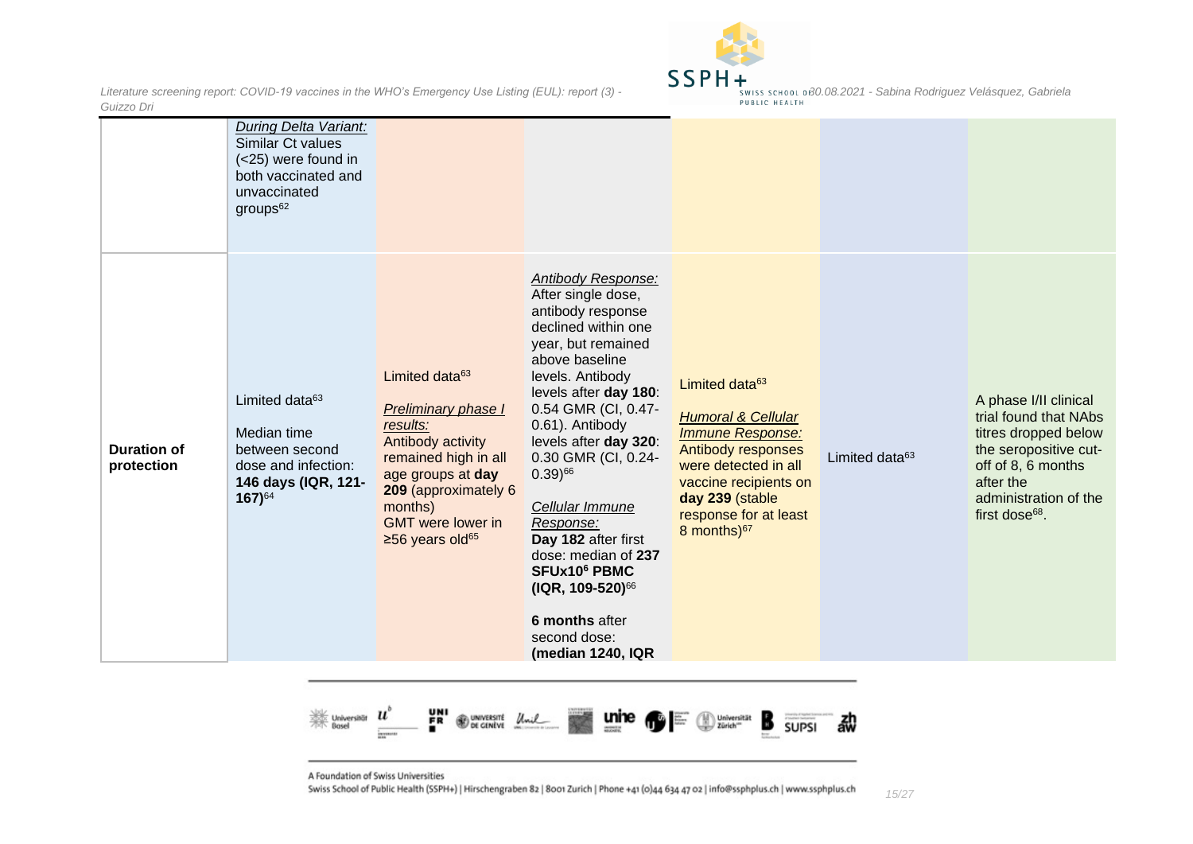| | | | | | | |
|---|---|---|---|---|---|---|
| | *During Delta Variant:* Similar Ct values (<25) were found in both vaccinated and unvaccinated groups[62] | | | | | |
| **Duration of protection** | Limited data[63]<br><br>Median time between second dose and infection: **146 days (IQR, 121-167)**[64] | Limited data[63]<br><br>*Preliminary phase I results:* Antibody activity remained high in all age groups at **day 209** (approximately 6 months) GMT were lower in ≥56 years old[65] | *Antibody Response:* After single dose, antibody response declined within one year, but remained above baseline levels. Antibody levels after **day 180**: 0.54 GMR (CI, 0.47-0.61). Antibody levels after **day 320**: 0.30 GMR (CI, 0.24-0.39)[66]<br><br>*Cellular Immune Response:* **Day 182** after first dose: median of **237 SFUx10$^6$ PBMC (IQR, 109-520)**[66]<br><br>**6 months** after second dose: **(median 1240, IQR** | Limited data[63]<br><br>*Humoral & Cellular Immune Response:* Antibody responses were detected in all vaccine recipients on **day 239** (stable response for at least 8 months)[67] | Limited data[63] | A phase I/II clinical trial found that NAbs titres dropped below the seropositive cut-off of 8, 6 months after the administration of the first dose[68]. |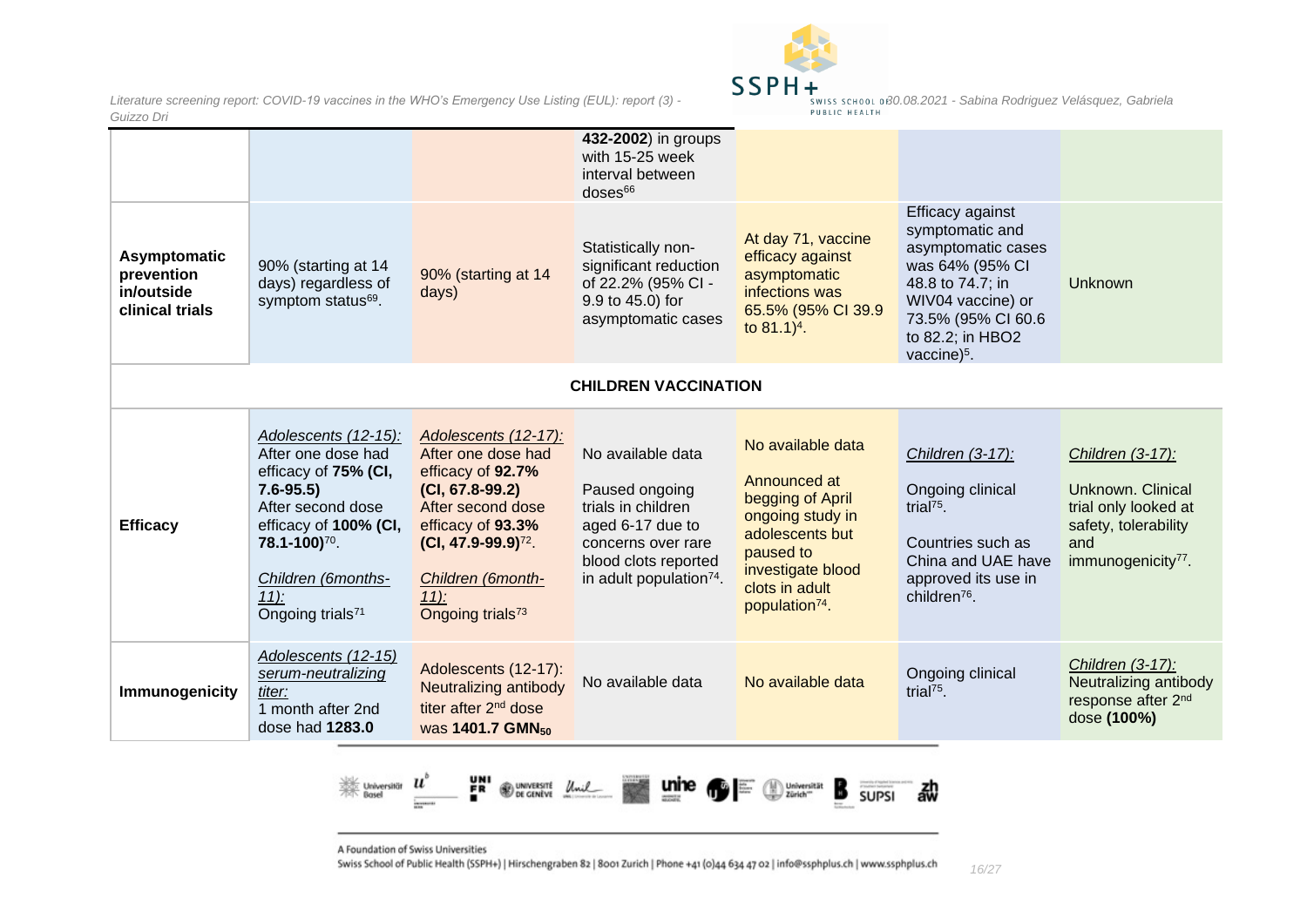| | | | | | | |
|---|---|---|---|---|---|---|
| | | | **432-2002**) in groups with 15-25 week interval between doses[66] | | | |
| **Asymptomatic prevention in/outside clinical trials** | 90% (starting at 14 days) regardless of symptom status[69]. | 90% (starting at 14 days) | Statistically non-significant reduction of 22.2% (95% CI - 9.9 to 45.0) for asymptomatic cases | At day 71, vaccine efficacy against asymptomatic infections was 65.5% (95% CI 39.9 to 81.1)[4]. | Efficacy against symptomatic and asymptomatic cases was 64% (95% CI 48.8 to 74.7; in WIV04 vaccine) or 73.5% (95% CI 60.6 to 82.2; in HBO2 vaccine)[5]. | Unknown |
| **CHILDREN VACCINATION** | | | | | | |
| **Efficacy** | *Adolescents (12-15):* After one dose had efficacy of **75% (CI, 7.6-95.5)** After second dose efficacy of **100% (CI, 78.1-100)**[70]. *Children (6months-11):* Ongoing trials[71] | *Adolescents (12-17):* After one dose had efficacy of **92.7% (CI, 67.8-99.2)** After second dose efficacy of **93.3% (CI, 47.9-99.9)**[72]. *Children (6month-11):* Ongoing trials[73] | No available data<br><br>Paused ongoing trials in children aged 6-17 due to concerns over rare blood clots reported in adult population[74]. | No available data<br><br>Announced at begging of April ongoing study in adolescents but paused to investigate blood clots in adult population[74]. | *Children (3-17):*<br><br>Ongoing clinical trial[75].<br><br>Countries such as China and UAE have approved its use in children[76]. | *Children (3-17):*<br><br>Unknown. Clinical trial only looked at safety, tolerability and immunogenicity[77]. |
| **Immunogenicity** | *Adolescents (12-15) serum-neutralizing titer:* 1 month after 2nd dose had **1283.0** | Adolescents (12-17): Neutralizing antibody titer after 2nd dose was **1401.7 $GMN_{50}$** | No available data | No available data | Ongoing clinical trial[75]. | *Children (3-17):* Neutralizing antibody response after 2nd dose **(100%)** |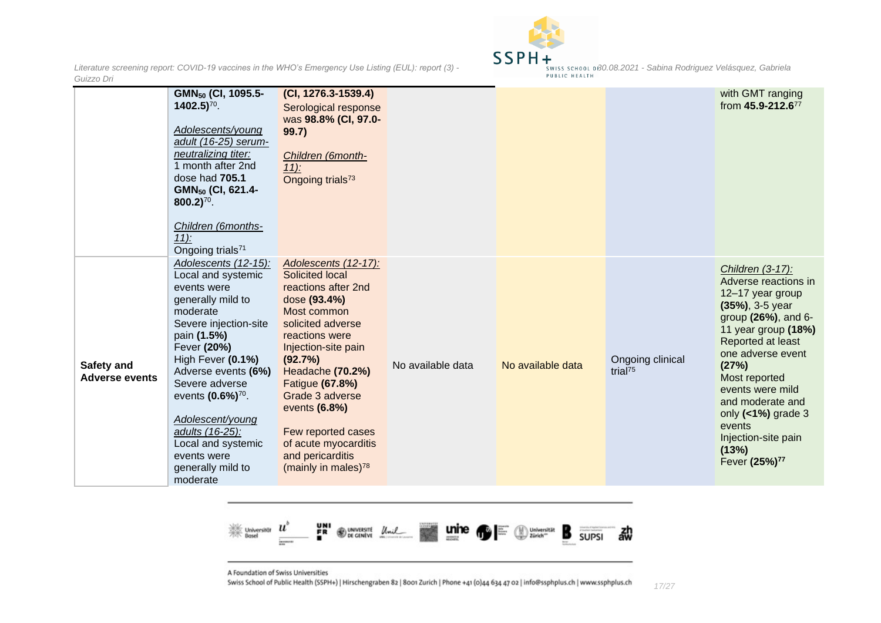| | | | | | | |
|---|---|---|---|---|---|---|
| | $GMN_{50}$ **(CI, 1095.5-1402.5)**[70].<br><br>*Adolescents/young adult (16-25) serum-neutralizing titer:*<br>1 month after 2nd dose had **705.1** $GMN_{50}$ **(CI, 621.4-800.2)**[70].<br><br>*Children (6months-11):*<br>Ongoing trials[71] | **(CI, 1276.3-1539.4)**<br>Serological response was **98.8% (CI, 97.0-99.7)**<br><br>*Children (6month-11):*<br>Ongoing trials[73] | | | | with GMT ranging from **45.9-212.6**[77] |
| **Safety and Adverse events** | *Adolescents (12-15):*<br>Local and systemic events were generally mild to moderate<br>Severe injection-site pain **(1.5%)**<br>Fever **(20%)**<br>High Fever **(0.1%)**<br>Adverse events **(6%)**<br>Severe adverse events **(0.6%)**[70].<br><br>*Adolescent/young adults (16-25):*<br>Local and systemic events were generally mild to moderate | *Adolescents (12-17):*<br>Solicited local reactions after 2nd dose **(93.4%)**<br>Most common solicited adverse reactions were Injection-site pain **(92.7%)**<br>Headache **(70.2%)**<br>Fatigue **(67.8%)**<br>Grade 3 adverse events **(6.8%)**<br><br>Few reported cases of acute myocarditis and pericarditis (mainly in males)[78] | No available data | No available data | Ongoing clinical trial[75] | *Children (3-17):*<br>Adverse reactions in 12–17 year group **(35%)**, 3-5 year group **(26%)**, and 6-11 year group **(18%)**<br>Reported at least one adverse event **(27%)**<br>Most reported events were mild and moderate and only **(<1%)** grade 3 events<br>Injection-site pain **(13%)**<br>Fever **(25%)**[77] |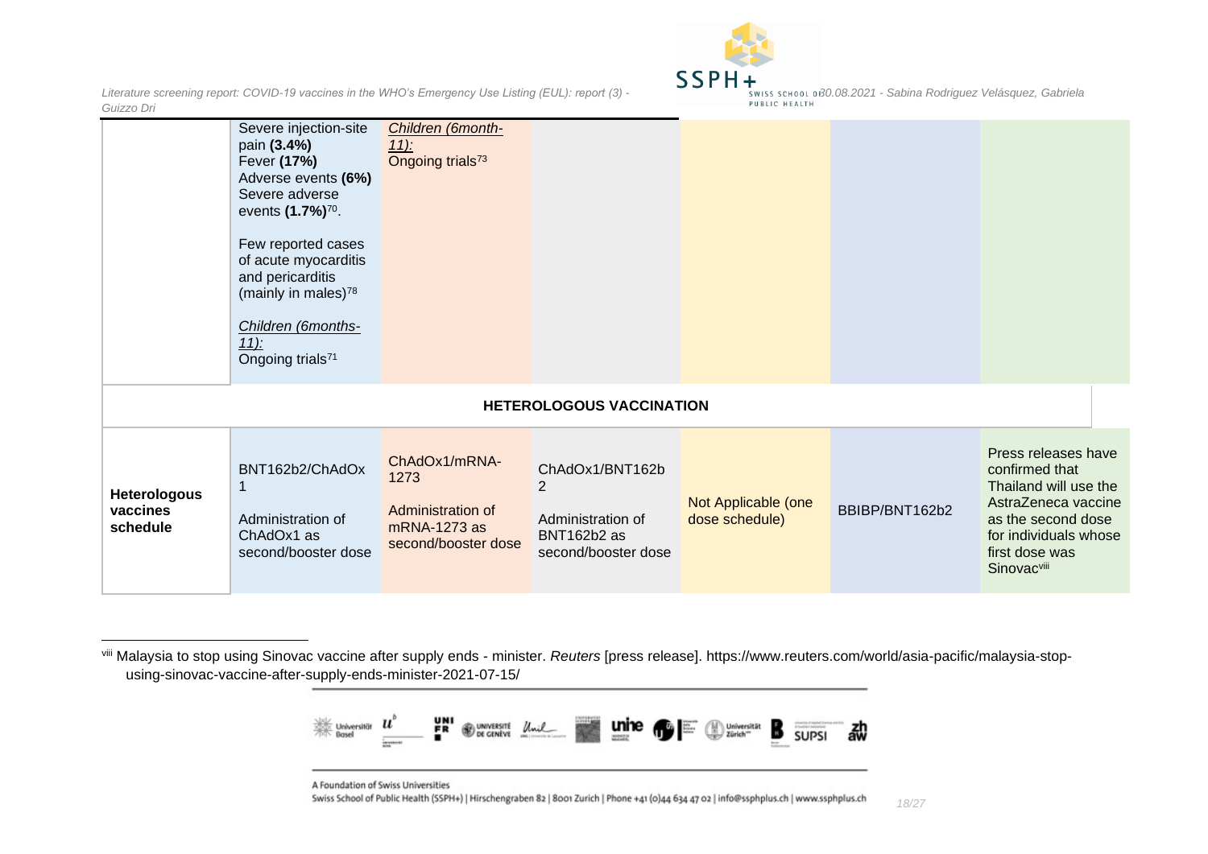| | | | | | | |
|---|---|---|---|---|---|---|
| | Severe injection-site pain **(3.4%)**<br>Fever **(17%)**<br>Adverse events **(6%)**<br>Severe adverse events **(1.7%)**[70].<br><br>Few reported cases of acute myocarditis and pericarditis (mainly in males)[78]<br><br>*Children (6months-11):*<br>Ongoing trials[71] | *Children (6month-11):*<br>Ongoing trials[73] | | | | |
| **HETEROLOGOUS VACCINATION** | | | | | | |
| **Heterologous vaccines schedule** | BNT162b2/ChAdOx1<br><br>Administration of ChAdOx1 as second/booster dose | ChAdOx1/mRNA-1273<br><br>Administration of mRNA-1273 as second/booster dose | ChAdOx1/BNT162b2<br><br>Administration of BNT162b2 as second/booster dose | Not Applicable (one dose schedule) | BBIBP/BNT162b2 | Press releases have confirmed that Thailand will use the AstraZeneca vaccine as the second dose for individuals whose first dose was Sinovac[viii] |

[viii] Malaysia to stop using Sinovac vaccine after supply ends - minister. *Reuters* [press release]. https://www.reuters.com/world/asia-pacific/malaysia-stop-using-sinovac-vaccine-after-supply-ends-minister-2021-07-15/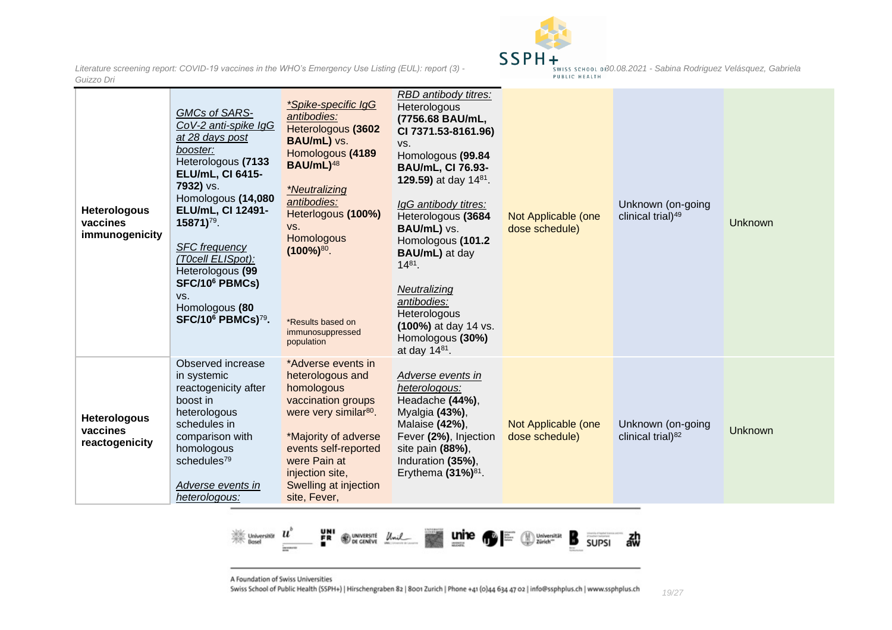| | | | | | | |
|---|---|---|---|---|---|---|
| **Heterologous vaccines immunogenicity** | *GMCs of SARS-CoV-2 anti-spike IgG at 28 days post booster:* Heterologous **(7133 ELU/mL, CI 6415-7932)** vs. Homologous **(14,080 ELU/mL, CI 12491-15871)**[79]. <br><br> *SFC frequency (T0cell ELISpot):* Heterologous **(99 SFC/$10^6$ PBMCs)** vs. Homologous **(80 SFC/$10^6$ PBMCs)**[79]**.** | *\*Spike-specific IgG antibodies:* Heterologous **(3602 BAU/mL)** vs. Homologous **(4189 BAU/mL)**[48] <br><br> *\*Neutralizing antibodies:* Heterlogous **(100%)** vs. Homologous **(100%)**[80]. <br><br> \*Results based on immunosuppressed population | *RBD antibody titres:* Heterologous **(7756.68 BAU/mL, CI 7371.53-8161.96)** vs. Homologous **(99.84 BAU/mL, CI 76.93-129.59)** at day 14[81]. <br><br> *IgG antibody titres:* Heterologous **(3684 BAU/mL)** vs. Homologous **(101.2 BAU/mL)** at day 14[81]. <br><br> *Neutralizing antibodies:* Heterologous **(100%)** at day 14 vs. Homologous **(30%)** at day 14[81]. | Not Applicable (one dose schedule) | Unknown (on-going clinical trial)[49] | Unknown |
| **Heterologous vaccines reactogenicity** | Observed increase in systemic reactogenicity after boost in heterologous schedules in comparison with homologous schedules[79] <br><br> *Adverse events in heterologous:* | \*Adverse events in heterologous and homologous vaccination groups were very similar[80]. <br><br> \*Majority of adverse events self-reported were Pain at injection site, Swelling at injection site, Fever, | *Adverse events in heterologous:* Headache **(44%)**, Myalgia **(43%)**, Malaise **(42%)**, Fever **(2%)**, Injection site pain **(88%)**, Induration **(35%)**, Erythema **(31%)**[81]. | Not Applicable (one dose schedule) | Unknown (on-going clinical trial)[82] | Unknown |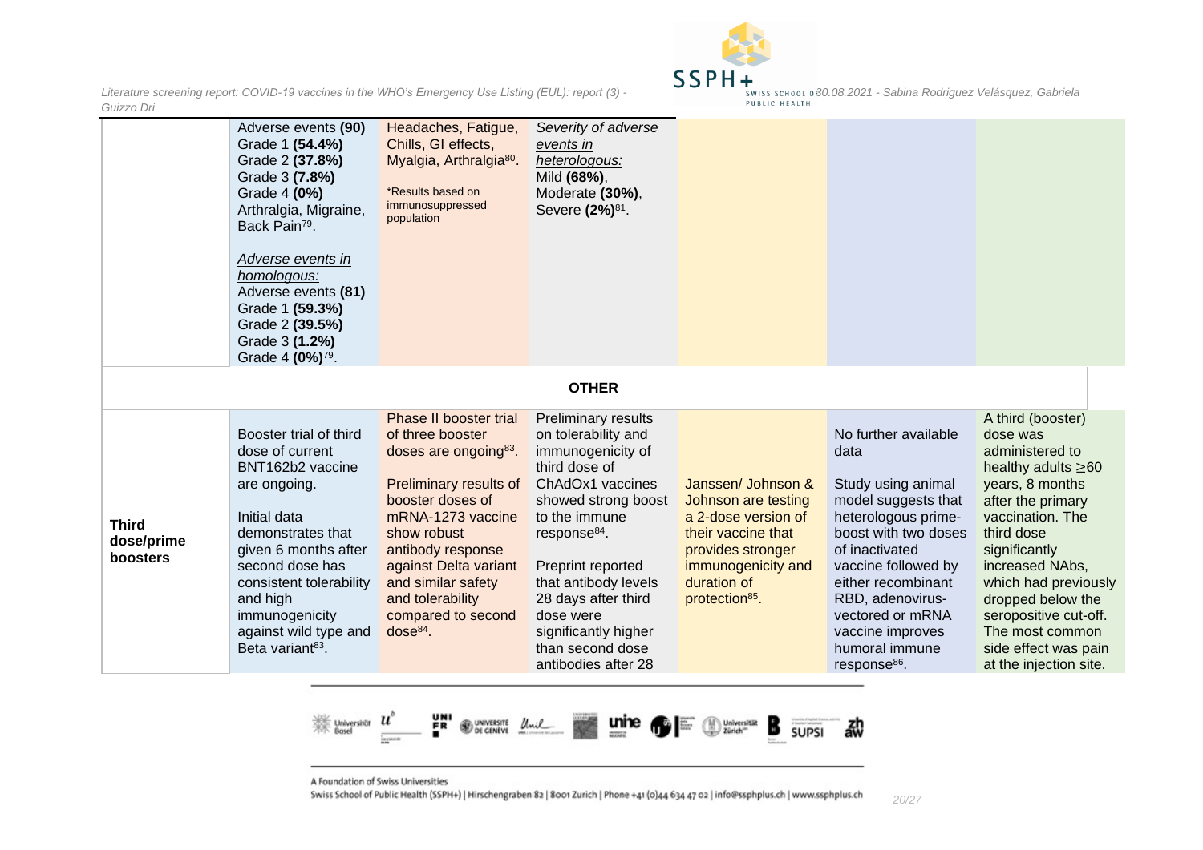| | | | | | | |
|---|---|---|---|---|---|---|
| | Adverse events **(90)** Grade 1 **(54.4%)** Grade 2 **(37.8%)** Grade 3 **(7.8%)** Grade 4 **(0%)** Arthralgia, Migraine, Back Pain[79]. *Adverse events in homologous:* Adverse events **(81)** Grade 1 **(59.3%)** Grade 2 **(39.5%)** Grade 3 **(1.2%)** Grade 4 **(0%)**[79]. | Headaches, Fatigue, Chills, GI effects, Myalgia, Arthralgia[80]. *Results based on immunosuppressed population | *Severity of adverse events in heterologous:* Mild **(68%)**, Moderate **(30%)**, Severe **(2%)**[81]. | | | |
| **OTHER** | | | | | | |
| **Third dose/prime boosters** | Booster trial of third dose of current BNT162b2 vaccine are ongoing. Initial data demonstrates that given 6 months after second dose has consistent tolerability and high immunogenicity against wild type and Beta variant[83]. | Phase II booster trial of three booster doses are ongoing[83]. Preliminary results of booster doses of mRNA-1273 vaccine show robust antibody response against Delta variant and similar safety and tolerability compared to second dose[84]. | Preliminary results on tolerability and immunogenicity of third dose of ChAdOx1 vaccines showed strong boost to the immune response[84]. Preprint reported that antibody levels 28 days after third dose were significantly higher than second dose antibodies after 28 | Janssen/ Johnson & Johnson are testing a 2-dose version of their vaccine that provides stronger immunogenicity and duration of protection[85]. | No further available data Study using animal model suggests that heterologous prime-boost with two doses of inactivated vaccine followed by either recombinant RBD, adenovirus-vectored or mRNA vaccine improves humoral immune response[86]. | A third (booster) dose was administered to healthy adults ≥60 years, 8 months after the primary vaccination. The third dose significantly increased NAbs, which had previously dropped below the seropositive cut-off. The most common side effect was pain at the injection site. |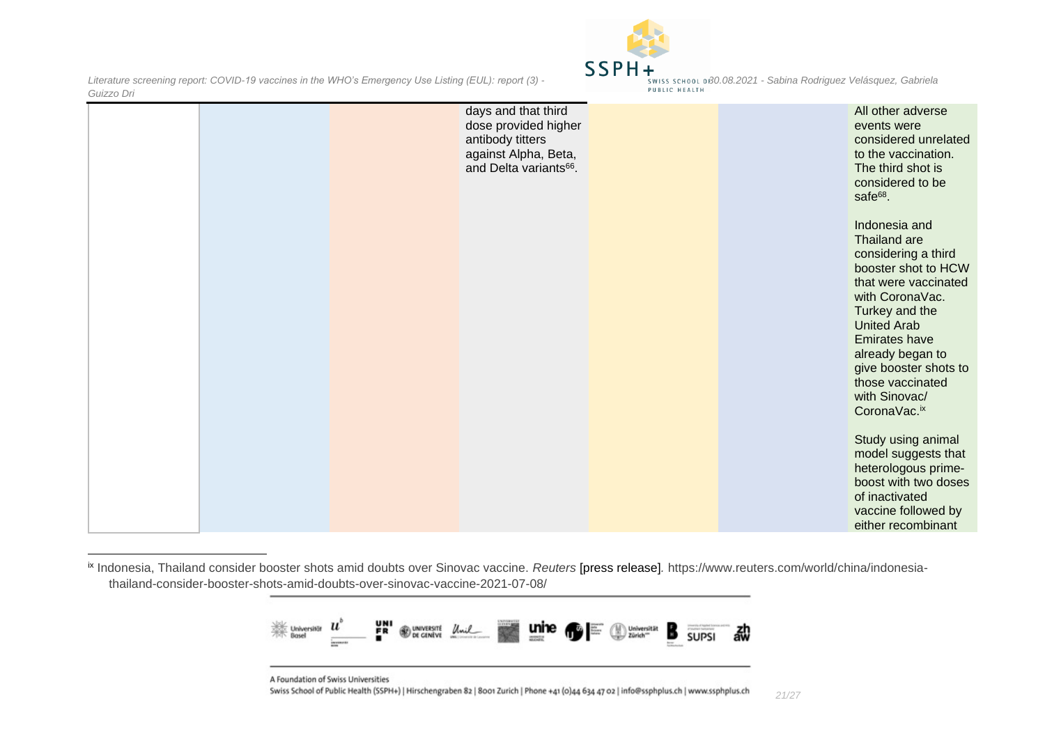|  |  |  | days and that third dose provided higher antibody titters against Alpha, Beta, and Delta variants[66]. |  |  | All other adverse events were considered unrelated to the vaccination. The third shot is considered to be safe[68].<br><br>Indonesia and Thailand are considering a third booster shot to HCW that were vaccinated with CoronaVac. Turkey and the United Arab Emirates have already began to give booster shots to those vaccinated with Sinovac/ CoronaVac.[ix]<br><br>Study using animal model suggests that heterologous prime-boost with two doses of inactivated vaccine followed by either recombinant |
|---|---|---|---|---|---|---|

[ix] Indonesia, Thailand consider booster shots amid doubts over Sinovac vaccine. *Reuters* [press release]. https://www.reuters.com/world/china/indonesia-thailand-consider-booster-shots-amid-doubts-over-sinovac-vaccine-2021-07-08/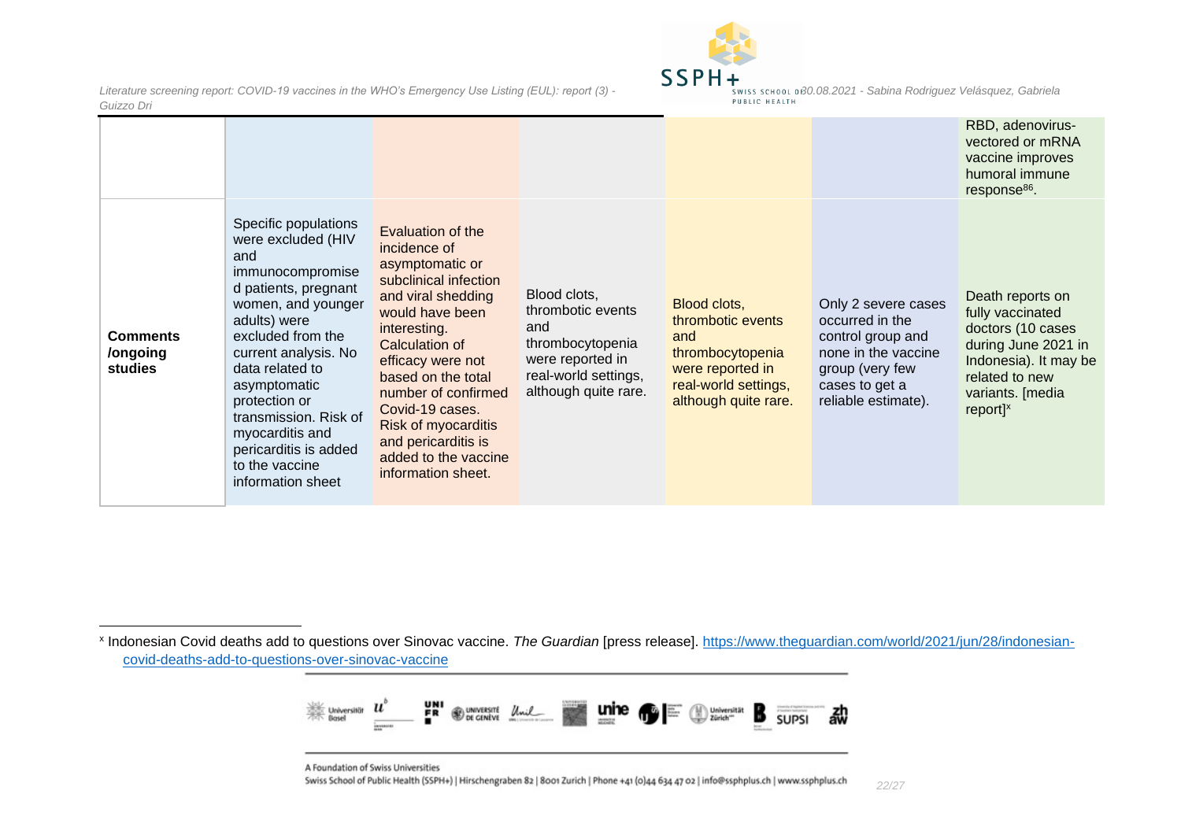| | | | | | | | |
|---|---|---|---|---|---|---|---|
| | | | | | | | RBD, adenovirus-vectored or mRNA vaccine improves humoral immune response[86]. |
| **Comments /ongoing studies** | Specific populations were excluded (HIV and immunocompromised patients, pregnant women, and younger adults) were excluded from the current analysis. No data related to asymptomatic protection or transmission. Risk of myocarditis and pericarditis is added to the vaccine information sheet | Evaluation of the incidence of asymptomatic or subclinical infection and viral shedding would have been interesting. Calculation of efficacy were not based on the total number of confirmed Covid-19 cases. Risk of myocarditis and pericarditis is added to the vaccine information sheet. | Blood clots, thrombotic events and thrombocytopenia were reported in real-world settings, although quite rare. | Blood clots, thrombotic events and thrombocytopenia were reported in real-world settings, although quite rare. | Only 2 severe cases occurred in the control group and none in the vaccine group (very few cases to get a reliable estimate). | Death reports on fully vaccinated doctors (10 cases during June 2021 in Indonesia). It may be related to new variants. [media report][x] |

[x] Indonesian Covid deaths add to questions over Sinovac vaccine. *The Guardian* [press release]. https://www.theguardian.com/world/2021/jun/28/indonesian-covid-deaths-add-to-questions-over-sinovac-vaccine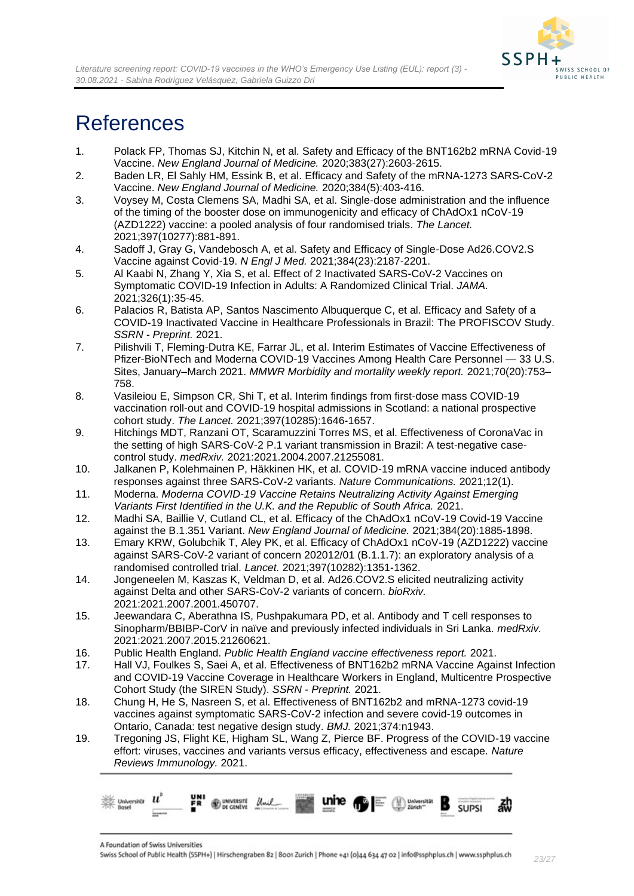# References

1. Polack FP, Thomas SJ, Kitchin N, et al. Safety and Efficacy of the BNT162b2 mRNA Covid-19 Vaccine. *New England Journal of Medicine.* 2020;383(27):2603-2615.
2. Baden LR, El Sahly HM, Essink B, et al. Efficacy and Safety of the mRNA-1273 SARS-CoV-2 Vaccine. *New England Journal of Medicine.* 2020;384(5):403-416.
3. Voysey M, Costa Clemens SA, Madhi SA, et al. Single-dose administration and the influence of the timing of the booster dose on immunogenicity and efficacy of ChAdOx1 nCoV-19 (AZD1222) vaccine: a pooled analysis of four randomised trials. *The Lancet.* 2021;397(10277):881-891.
4. Sadoff J, Gray G, Vandebosch A, et al. Safety and Efficacy of Single-Dose Ad26.COV2.S Vaccine against Covid-19. *N Engl J Med.* 2021;384(23):2187-2201.
5. Al Kaabi N, Zhang Y, Xia S, et al. Effect of 2 Inactivated SARS-CoV-2 Vaccines on Symptomatic COVID-19 Infection in Adults: A Randomized Clinical Trial. *JAMA.* 2021;326(1):35-45.
6. Palacios R, Batista AP, Santos Nascimento Albuquerque C, et al. Efficacy and Safety of a COVID-19 Inactivated Vaccine in Healthcare Professionals in Brazil: The PROFISCOV Study. *SSRN - Preprint.* 2021.
7. Pilishvili T, Fleming-Dutra KE, Farrar JL, et al. Interim Estimates of Vaccine Effectiveness of Pfizer-BioNTech and Moderna COVID-19 Vaccines Among Health Care Personnel — 33 U.S. Sites, January–March 2021. *MMWR Morbidity and mortality weekly report.* 2021;70(20):753–758.
8. Vasileiou E, Simpson CR, Shi T, et al. Interim findings from first-dose mass COVID-19 vaccination roll-out and COVID-19 hospital admissions in Scotland: a national prospective cohort study. *The Lancet.* 2021;397(10285):1646-1657.
9. Hitchings MDT, Ranzani OT, Scaramuzzini Torres MS, et al. Effectiveness of CoronaVac in the setting of high SARS-CoV-2 P.1 variant transmission in Brazil: A test-negative case-control study. *medRxiv.* 2021:2021.2004.2007.21255081.
10. Jalkanen P, Kolehmainen P, Häkkinen HK, et al. COVID-19 mRNA vaccine induced antibody responses against three SARS-CoV-2 variants. *Nature Communications.* 2021;12(1).
11. Moderna. *Moderna COVID-19 Vaccine Retains Neutralizing Activity Against Emerging Variants First Identified in the U.K. and the Republic of South Africa.* 2021.
12. Madhi SA, Baillie V, Cutland CL, et al. Efficacy of the ChAdOx1 nCoV-19 Covid-19 Vaccine against the B.1.351 Variant. *New England Journal of Medicine.* 2021;384(20):1885-1898.
13. Emary KRW, Golubchik T, Aley PK, et al. Efficacy of ChAdOx1 nCoV-19 (AZD1222) vaccine against SARS-CoV-2 variant of concern 202012/01 (B.1.1.7): an exploratory analysis of a randomised controlled trial. *Lancet.* 2021;397(10282):1351-1362.
14. Jongeneelen M, Kaszas K, Veldman D, et al. Ad26.COV2.S elicited neutralizing activity against Delta and other SARS-CoV-2 variants of concern. *bioRxiv.* 2021:2021.2007.2001.450707.
15. Jeewandara C, Aberathna IS, Pushpakumara PD, et al. Antibody and T cell responses to Sinopharm/BBIBP-CorV in naïve and previously infected individuals in Sri Lanka. *medRxiv.* 2021:2021.2007.2015.21260621.
16. Public Health England. *Public Health England vaccine effectiveness report.* 2021.
17. Hall VJ, Foulkes S, Saei A, et al. Effectiveness of BNT162b2 mRNA Vaccine Against Infection and COVID-19 Vaccine Coverage in Healthcare Workers in England, Multicentre Prospective Cohort Study (the SIREN Study). *SSRN - Preprint.* 2021.
18. Chung H, He S, Nasreen S, et al. Effectiveness of BNT162b2 and mRNA-1273 covid-19 vaccines against symptomatic SARS-CoV-2 infection and severe covid-19 outcomes in Ontario, Canada: test negative design study. *BMJ.* 2021;374:n1943.
19. Tregoning JS, Flight KE, Higham SL, Wang Z, Pierce BF. Progress of the COVID-19 vaccine effort: viruses, vaccines and variants versus efficacy, effectiveness and escape. *Nature Reviews Immunology.* 2021.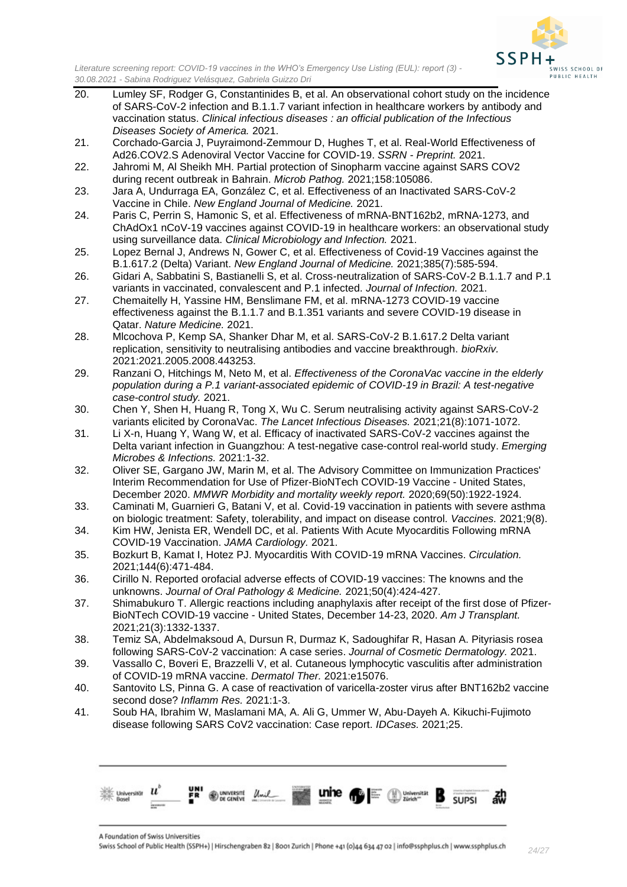20. Lumley SF, Rodger G, Constantinides B, et al. An observational cohort study on the incidence of SARS-CoV-2 infection and B.1.1.7 variant infection in healthcare workers by antibody and vaccination status. *Clinical infectious diseases : an official publication of the Infectious Diseases Society of America.* 2021.
21. Corchado-Garcia J, Puyraimond-Zemmour D, Hughes T, et al. Real-World Effectiveness of Ad26.COV2.S Adenoviral Vector Vaccine for COVID-19. *SSRN - Preprint.* 2021.
22. Jahromi M, Al Sheikh MH. Partial protection of Sinopharm vaccine against SARS COV2 during recent outbreak in Bahrain. *Microb Pathog.* 2021;158:105086.
23. Jara A, Undurraga EA, González C, et al. Effectiveness of an Inactivated SARS-CoV-2 Vaccine in Chile. *New England Journal of Medicine.* 2021.
24. Paris C, Perrin S, Hamonic S, et al. Effectiveness of mRNA-BNT162b2, mRNA-1273, and ChAdOx1 nCoV-19 vaccines against COVID-19 in healthcare workers: an observational study using surveillance data. *Clinical Microbiology and Infection.* 2021.
25. Lopez Bernal J, Andrews N, Gower C, et al. Effectiveness of Covid-19 Vaccines against the B.1.617.2 (Delta) Variant. *New England Journal of Medicine.* 2021;385(7):585-594.
26. Gidari A, Sabbatini S, Bastianelli S, et al. Cross-neutralization of SARS-CoV-2 B.1.1.7 and P.1 variants in vaccinated, convalescent and P.1 infected. *Journal of Infection.* 2021.
27. Chemaitelly H, Yassine HM, Benslimane FM, et al. mRNA-1273 COVID-19 vaccine effectiveness against the B.1.1.7 and B.1.351 variants and severe COVID-19 disease in Qatar. *Nature Medicine.* 2021.
28. Mlcochova P, Kemp SA, Shanker Dhar M, et al. SARS-CoV-2 B.1.617.2 Delta variant replication, sensitivity to neutralising antibodies and vaccine breakthrough. *bioRxiv.* 2021:2021.2005.2008.443253.
29. Ranzani O, Hitchings M, Neto M, et al. *Effectiveness of the CoronaVac vaccine in the elderly population during a P.1 variant-associated epidemic of COVID-19 in Brazil: A test-negative case-control study.* 2021.
30. Chen Y, Shen H, Huang R, Tong X, Wu C. Serum neutralising activity against SARS-CoV-2 variants elicited by CoronaVac. *The Lancet Infectious Diseases.* 2021;21(8):1071-1072.
31. Li X-n, Huang Y, Wang W, et al. Efficacy of inactivated SARS-CoV-2 vaccines against the Delta variant infection in Guangzhou: A test-negative case-control real-world study. *Emerging Microbes & Infections.* 2021:1-32.
32. Oliver SE, Gargano JW, Marin M, et al. The Advisory Committee on Immunization Practices' Interim Recommendation for Use of Pfizer-BioNTech COVID-19 Vaccine - United States, December 2020. *MMWR Morbidity and mortality weekly report.* 2020;69(50):1922-1924.
33. Caminati M, Guarnieri G, Batani V, et al. Covid-19 vaccination in patients with severe asthma on biologic treatment: Safety, tolerability, and impact on disease control. *Vaccines.* 2021;9(8).
34. Kim HW, Jenista ER, Wendell DC, et al. Patients With Acute Myocarditis Following mRNA COVID-19 Vaccination. *JAMA Cardiology.* 2021.
35. Bozkurt B, Kamat I, Hotez PJ. Myocarditis With COVID-19 mRNA Vaccines. *Circulation.* 2021;144(6):471-484.
36. Cirillo N. Reported orofacial adverse effects of COVID-19 vaccines: The knowns and the unknowns. *Journal of Oral Pathology & Medicine.* 2021;50(4):424-427.
37. Shimabukuro T. Allergic reactions including anaphylaxis after receipt of the first dose of Pfizer-BioNTech COVID-19 vaccine - United States, December 14-23, 2020. *Am J Transplant.* 2021;21(3):1332-1337.
38. Temiz SA, Abdelmaksoud A, Dursun R, Durmaz K, Sadoughifar R, Hasan A. Pityriasis rosea following SARS-CoV-2 vaccination: A case series. *Journal of Cosmetic Dermatology.* 2021.
39. Vassallo C, Boveri E, Brazzelli V, et al. Cutaneous lymphocytic vasculitis after administration of COVID-19 mRNA vaccine. *Dermatol Ther.* 2021:e15076.
40. Santovito LS, Pinna G. A case of reactivation of varicella-zoster virus after BNT162b2 vaccine second dose? *Inflamm Res.* 2021:1-3.
41. Soub HA, Ibrahim W, Maslamani MA, A. Ali G, Ummer W, Abu-Dayeh A. Kikuchi-Fujimoto disease following SARS CoV2 vaccination: Case report. *IDCases.* 2021;25.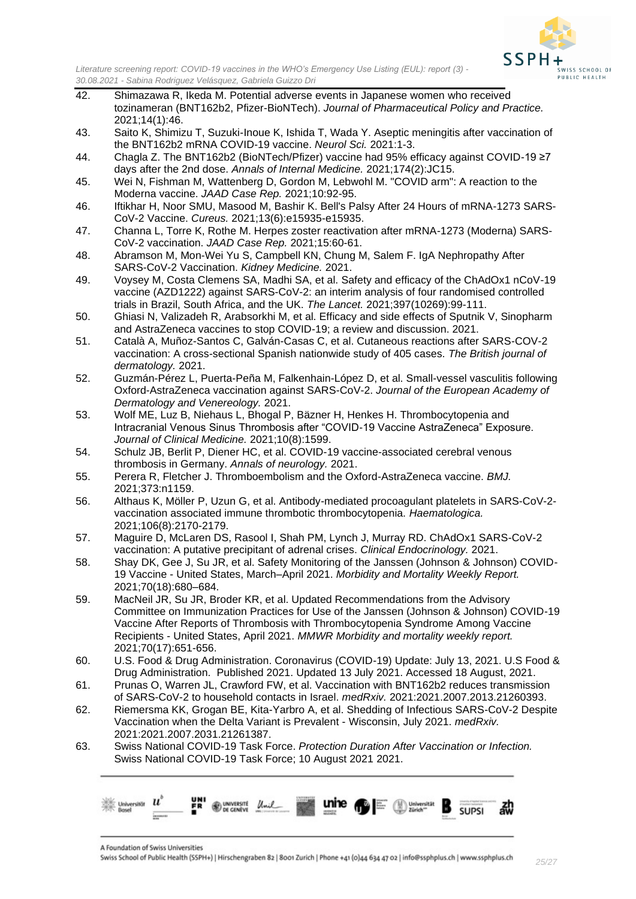42. Shimazawa R, Ikeda M. Potential adverse events in Japanese women who received tozinameran (BNT162b2, Pfizer-BioNTech). *Journal of Pharmaceutical Policy and Practice.* 2021;14(1):46.
43. Saito K, Shimizu T, Suzuki-Inoue K, Ishida T, Wada Y. Aseptic meningitis after vaccination of the BNT162b2 mRNA COVID-19 vaccine. *Neurol Sci.* 2021:1-3.
44. Chagla Z. The BNT162b2 (BioNTech/Pfizer) vaccine had 95% efficacy against COVID-19 ≥7 days after the 2nd dose. *Annals of Internal Medicine.* 2021;174(2):JC15.
45. Wei N, Fishman M, Wattenberg D, Gordon M, Lebwohl M. "COVID arm": A reaction to the Moderna vaccine. *JAAD Case Rep.* 2021;10:92-95.
46. Iftikhar H, Noor SMU, Masood M, Bashir K. Bell's Palsy After 24 Hours of mRNA-1273 SARS-CoV-2 Vaccine. *Cureus.* 2021;13(6):e15935-e15935.
47. Channa L, Torre K, Rothe M. Herpes zoster reactivation after mRNA-1273 (Moderna) SARS-CoV-2 vaccination. *JAAD Case Rep.* 2021;15:60-61.
48. Abramson M, Mon-Wei Yu S, Campbell KN, Chung M, Salem F. IgA Nephropathy After SARS-CoV-2 Vaccination. *Kidney Medicine.* 2021.
49. Voysey M, Costa Clemens SA, Madhi SA, et al. Safety and efficacy of the ChAdOx1 nCoV-19 vaccine (AZD1222) against SARS-CoV-2: an interim analysis of four randomised controlled trials in Brazil, South Africa, and the UK. *The Lancet.* 2021;397(10269):99-111.
50. Ghiasi N, Valizadeh R, Arabsorkhi M, et al. Efficacy and side effects of Sputnik V, Sinopharm and AstraZeneca vaccines to stop COVID-19; a review and discussion. 2021.
51. Català A, Muñoz-Santos C, Galván-Casas C, et al. Cutaneous reactions after SARS-COV-2 vaccination: A cross-sectional Spanish nationwide study of 405 cases. *The British journal of dermatology.* 2021.
52. Guzmán-Pérez L, Puerta-Peña M, Falkenhain-López D, et al. Small-vessel vasculitis following Oxford-AstraZeneca vaccination against SARS-CoV-2. *Journal of the European Academy of Dermatology and Venereology.* 2021.
53. Wolf ME, Luz B, Niehaus L, Bhogal P, Bäzner H, Henkes H. Thrombocytopenia and Intracranial Venous Sinus Thrombosis after "COVID-19 Vaccine AstraZeneca" Exposure. *Journal of Clinical Medicine.* 2021;10(8):1599.
54. Schulz JB, Berlit P, Diener HC, et al. COVID-19 vaccine-associated cerebral venous thrombosis in Germany. *Annals of neurology.* 2021.
55. Perera R, Fletcher J. Thromboembolism and the Oxford-AstraZeneca vaccine. *BMJ.* 2021;373:n1159.
56. Althaus K, Möller P, Uzun G, et al. Antibody-mediated procoagulant platelets in SARS-CoV-2-vaccination associated immune thrombotic thrombocytopenia. *Haematologica.* 2021;106(8):2170-2179.
57. Maguire D, McLaren DS, Rasool I, Shah PM, Lynch J, Murray RD. ChAdOx1 SARS-CoV-2 vaccination: A putative precipitant of adrenal crises. *Clinical Endocrinology.* 2021.
58. Shay DK, Gee J, Su JR, et al. Safety Monitoring of the Janssen (Johnson & Johnson) COVID-19 Vaccine - United States, March–April 2021. *Morbidity and Mortality Weekly Report.* 2021;70(18):680–684.
59. MacNeil JR, Su JR, Broder KR, et al. Updated Recommendations from the Advisory Committee on Immunization Practices for Use of the Janssen (Johnson & Johnson) COVID-19 Vaccine After Reports of Thrombosis with Thrombocytopenia Syndrome Among Vaccine Recipients - United States, April 2021. *MMWR Morbidity and mortality weekly report.* 2021;70(17):651-656.
60. U.S. Food & Drug Administration. Coronavirus (COVID-19) Update: July 13, 2021. U.S Food & Drug Administration. Published 2021. Updated 13 July 2021. Accessed 18 August, 2021.
61. Prunas O, Warren JL, Crawford FW, et al. Vaccination with BNT162b2 reduces transmission of SARS-CoV-2 to household contacts in Israel. *medRxiv.* 2021:2021.2007.2013.21260393.
62. Riemersma KK, Grogan BE, Kita-Yarbro A, et al. Shedding of Infectious SARS-CoV-2 Despite Vaccination when the Delta Variant is Prevalent - Wisconsin, July 2021. *medRxiv.* 2021:2021.2007.2031.21261387.
63. Swiss National COVID-19 Task Force. *Protection Duration After Vaccination or Infection.* Swiss National COVID-19 Task Force; 10 August 2021 2021.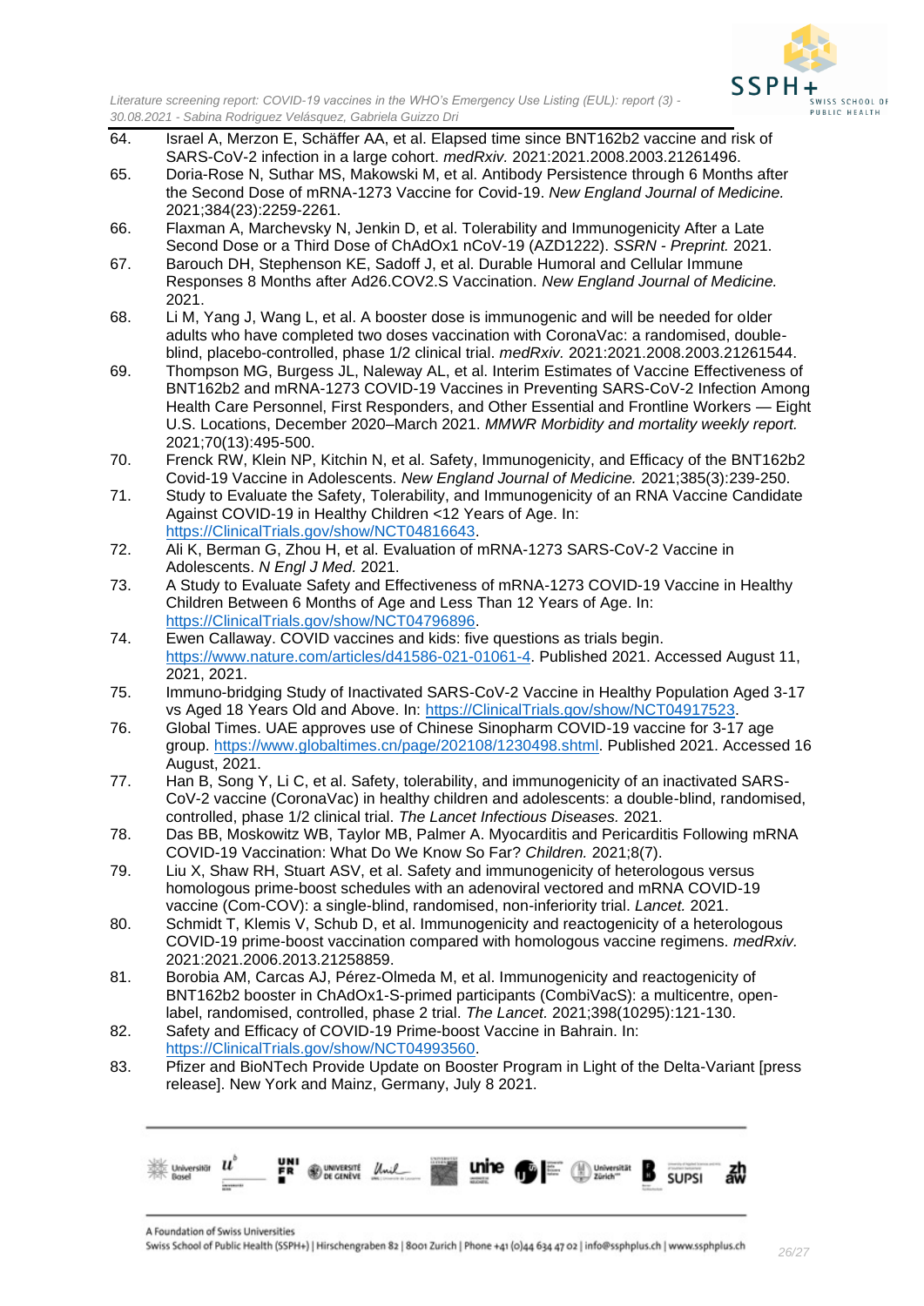64. Israel A, Merzon E, Schäffer AA, et al. Elapsed time since BNT162b2 vaccine and risk of SARS-CoV-2 infection in a large cohort. *medRxiv.* 2021:2021.2008.2003.21261496.
65. Doria-Rose N, Suthar MS, Makowski M, et al. Antibody Persistence through 6 Months after the Second Dose of mRNA-1273 Vaccine for Covid-19. *New England Journal of Medicine.* 2021;384(23):2259-2261.
66. Flaxman A, Marchevsky N, Jenkin D, et al. Tolerability and Immunogenicity After a Late Second Dose or a Third Dose of ChAdOx1 nCoV-19 (AZD1222). *SSRN - Preprint.* 2021.
67. Barouch DH, Stephenson KE, Sadoff J, et al. Durable Humoral and Cellular Immune Responses 8 Months after Ad26.COV2.S Vaccination. *New England Journal of Medicine.* 2021.
68. Li M, Yang J, Wang L, et al. A booster dose is immunogenic and will be needed for older adults who have completed two doses vaccination with CoronaVac: a randomised, double-blind, placebo-controlled, phase 1/2 clinical trial. *medRxiv.* 2021:2021.2008.2003.21261544.
69. Thompson MG, Burgess JL, Naleway AL, et al. Interim Estimates of Vaccine Effectiveness of BNT162b2 and mRNA-1273 COVID-19 Vaccines in Preventing SARS-CoV-2 Infection Among Health Care Personnel, First Responders, and Other Essential and Frontline Workers — Eight U.S. Locations, December 2020–March 2021. *MMWR Morbidity and mortality weekly report.* 2021;70(13):495-500.
70. Frenck RW, Klein NP, Kitchin N, et al. Safety, Immunogenicity, and Efficacy of the BNT162b2 Covid-19 Vaccine in Adolescents. *New England Journal of Medicine.* 2021;385(3):239-250.
71. Study to Evaluate the Safety, Tolerability, and Immunogenicity of an RNA Vaccine Candidate Against COVID-19 in Healthy Children <12 Years of Age. In: https://ClinicalTrials.gov/show/NCT04816643.
72. Ali K, Berman G, Zhou H, et al. Evaluation of mRNA-1273 SARS-CoV-2 Vaccine in Adolescents. *N Engl J Med.* 2021.
73. A Study to Evaluate Safety and Effectiveness of mRNA-1273 COVID-19 Vaccine in Healthy Children Between 6 Months of Age and Less Than 12 Years of Age. In: https://ClinicalTrials.gov/show/NCT04796896.
74. Ewen Callaway. COVID vaccines and kids: five questions as trials begin. https://www.nature.com/articles/d41586-021-01061-4. Published 2021. Accessed August 11, 2021, 2021.
75. Immuno-bridging Study of Inactivated SARS-CoV-2 Vaccine in Healthy Population Aged 3-17 vs Aged 18 Years Old and Above. In: https://ClinicalTrials.gov/show/NCT04917523.
76. Global Times. UAE approves use of Chinese Sinopharm COVID-19 vaccine for 3-17 age group. https://www.globaltimes.cn/page/202108/1230498.shtml. Published 2021. Accessed 16 August, 2021.
77. Han B, Song Y, Li C, et al. Safety, tolerability, and immunogenicity of an inactivated SARS-CoV-2 vaccine (CoronaVac) in healthy children and adolescents: a double-blind, randomised, controlled, phase 1/2 clinical trial. *The Lancet Infectious Diseases.* 2021.
78. Das BB, Moskowitz WB, Taylor MB, Palmer A. Myocarditis and Pericarditis Following mRNA COVID-19 Vaccination: What Do We Know So Far? *Children.* 2021;8(7).
79. Liu X, Shaw RH, Stuart ASV, et al. Safety and immunogenicity of heterologous versus homologous prime-boost schedules with an adenoviral vectored and mRNA COVID-19 vaccine (Com-COV): a single-blind, randomised, non-inferiority trial. *Lancet.* 2021.
80. Schmidt T, Klemis V, Schub D, et al. Immunogenicity and reactogenicity of a heterologous COVID-19 prime-boost vaccination compared with homologous vaccine regimens. *medRxiv.* 2021:2021.2006.2013.21258859.
81. Borobia AM, Carcas AJ, Pérez-Olmeda M, et al. Immunogenicity and reactogenicity of BNT162b2 booster in ChAdOx1-S-primed participants (CombiVacS): a multicentre, open-label, randomised, controlled, phase 2 trial. *The Lancet.* 2021;398(10295):121-130.
82. Safety and Efficacy of COVID-19 Prime-boost Vaccine in Bahrain. In: https://ClinicalTrials.gov/show/NCT04993560.
83. Pfizer and BioNTech Provide Update on Booster Program in Light of the Delta-Variant [press release]. New York and Mainz, Germany, July 8 2021.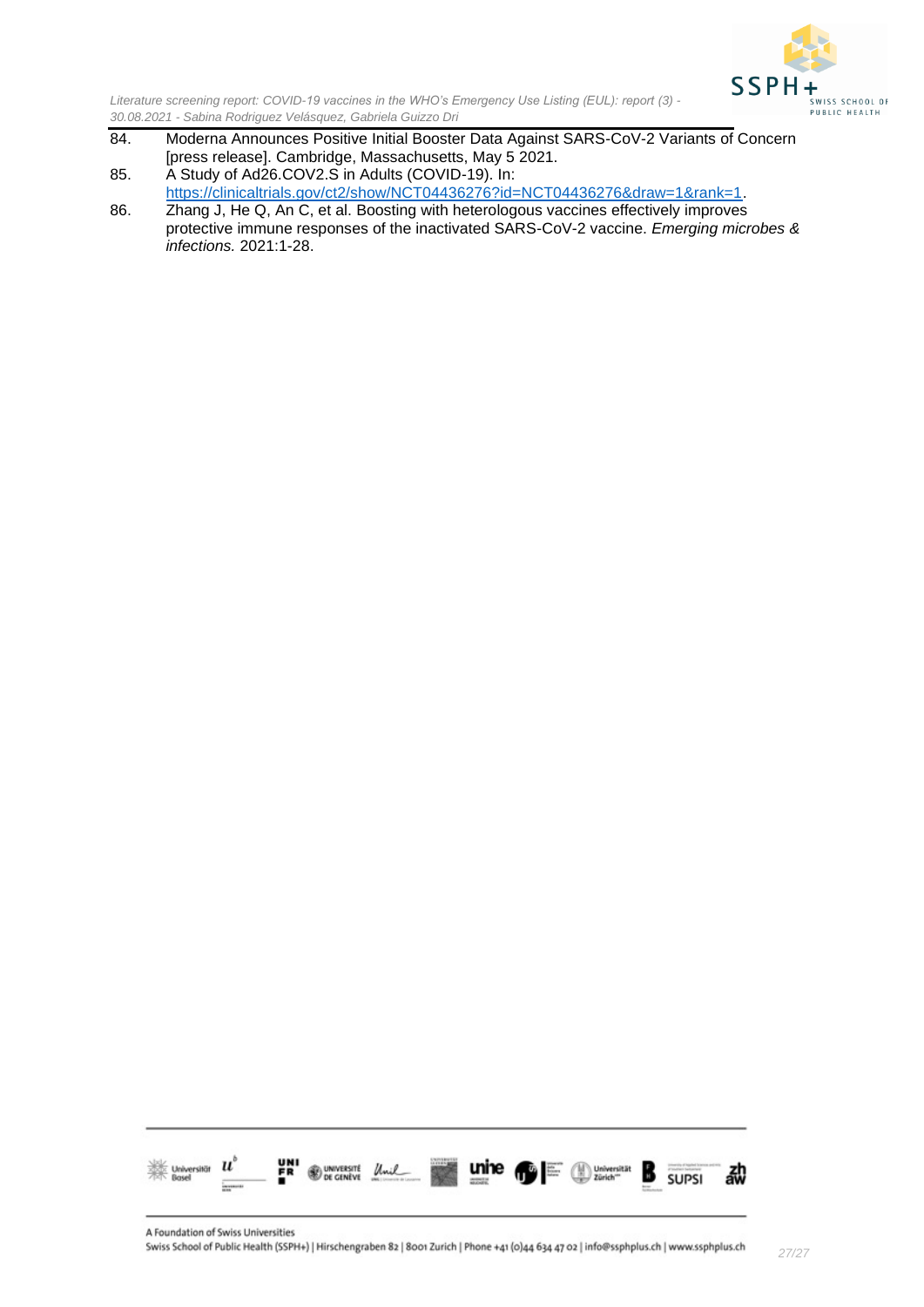84. Moderna Announces Positive Initial Booster Data Against SARS-CoV-2 Variants of Concern [press release]. Cambridge, Massachusetts, May 5 2021.
85. A Study of Ad26.COV2.S in Adults (COVID-19). In: https://clinicaltrials.gov/ct2/show/NCT04436276?id=NCT04436276&draw=1&rank=1.
86. Zhang J, He Q, An C, et al. Boosting with heterologous vaccines effectively improves protective immune responses of the inactivated SARS-CoV-2 vaccine. *Emerging microbes & infections.* 2021:1-28.